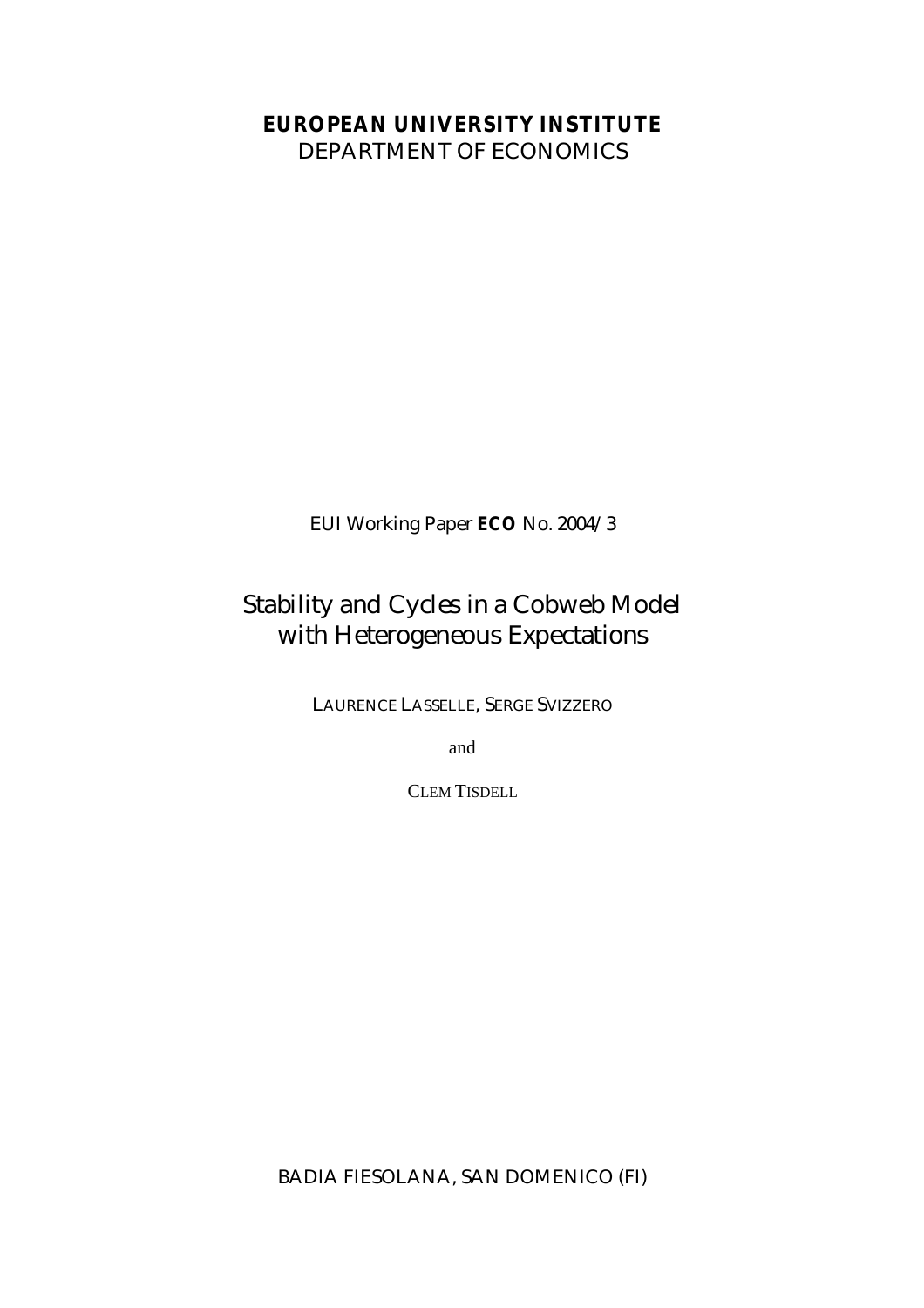**EUROPEAN UNIVERSITY INSTITUTE**
DEPARTMENT OF ECONOMICS

EUI Working Paper **ECO** No. 2004/3

# Stability and Cycles in a Cobweb Model with Heterogeneous Expectations

LAURENCE LASSELLE, SERGE SVIZZERO

and

CLEM TISDELL

BADIA FIESOLANA, SAN DOMENICO (FI)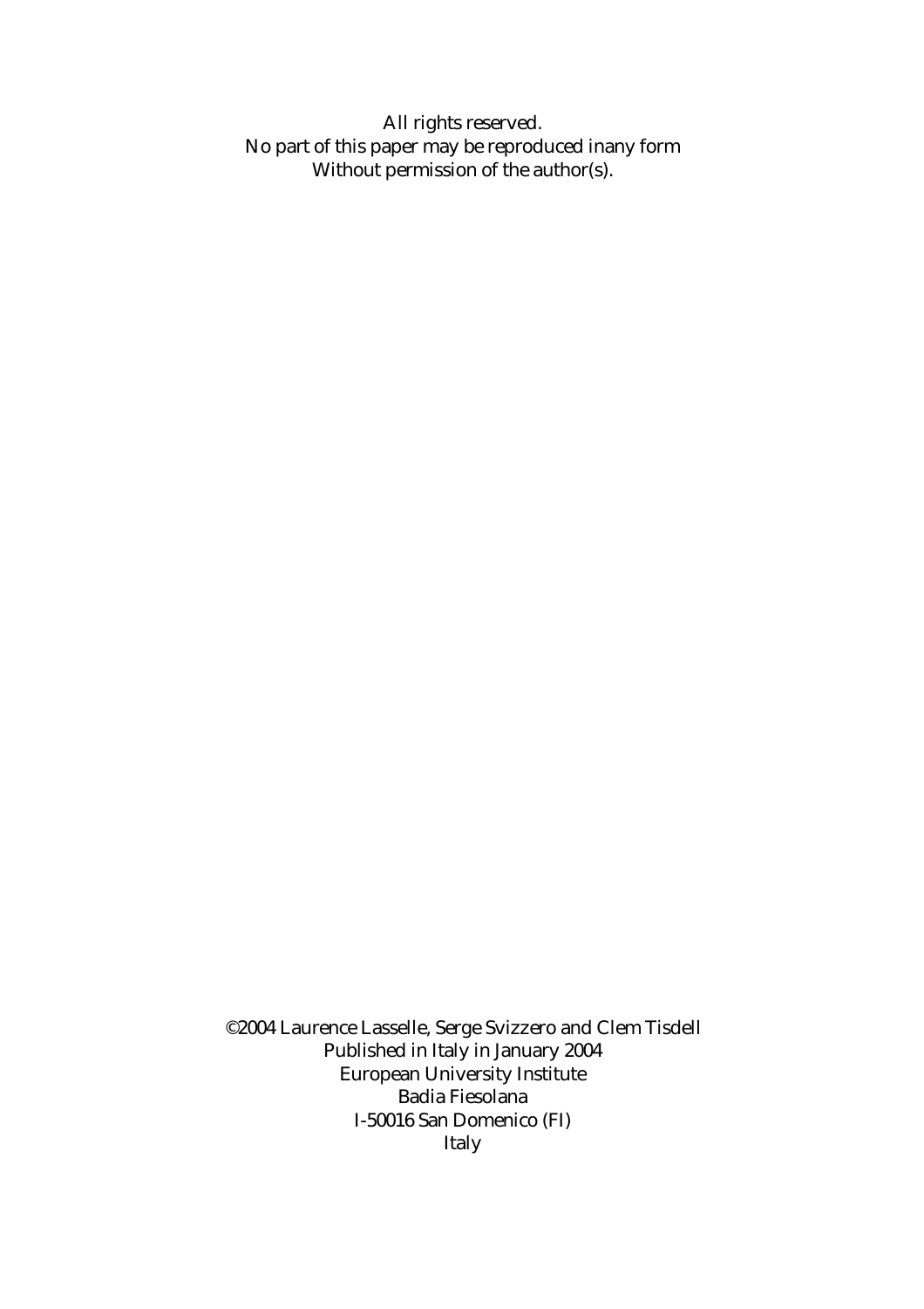All rights reserved.
No part of this paper may be reproduced inany form
Without permission of the author(s).

©2004 Laurence Lasselle, Serge Svizzero and Clem Tisdell
Published in Italy in January 2004
European University Institute
Badia Fiesolana
I-50016 San Domenico (FI)
Italy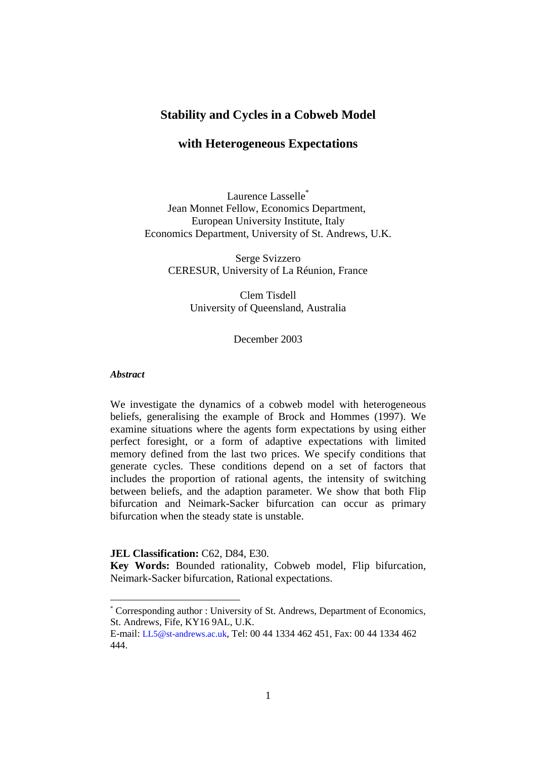# Stability and Cycles in a Cobweb Model

# with Heterogeneous Expectations

Laurence Lasselle[*]
Jean Monnet Fellow, Economics Department,
European University Institute, Italy
Economics Department, University of St. Andrews, U.K.

Serge Svizzero
CERESUR, University of La Réunion, France

Clem Tisdell
University of Queensland, Australia

December 2003

***Abstract***

We investigate the dynamics of a cobweb model with heterogeneous beliefs, generalising the example of Brock and Hommes (1997). We examine situations where the agents form expectations by using either perfect foresight, or a form of adaptive expectations with limited memory defined from the last two prices. We specify conditions that generate cycles. These conditions depend on a set of factors that includes the proportion of rational agents, the intensity of switching between beliefs, and the adaption parameter. We show that both Flip bifurcation and Neimark-Sacker bifurcation can occur as primary bifurcation when the steady state is unstable.

**JEL Classification:** C62, D84, E30.
**Key Words:** Bounded rationality, Cobweb model, Flip bifurcation, Neimark-Sacker bifurcation, Rational expectations.

[*] Corresponding author : University of St. Andrews, Department of Economics, St. Andrews, Fife, KY16 9AL, U.K.
E-mail: LL5@st-andrews.ac.uk, Tel: 00 44 1334 462 451, Fax: 00 44 1334 462 444.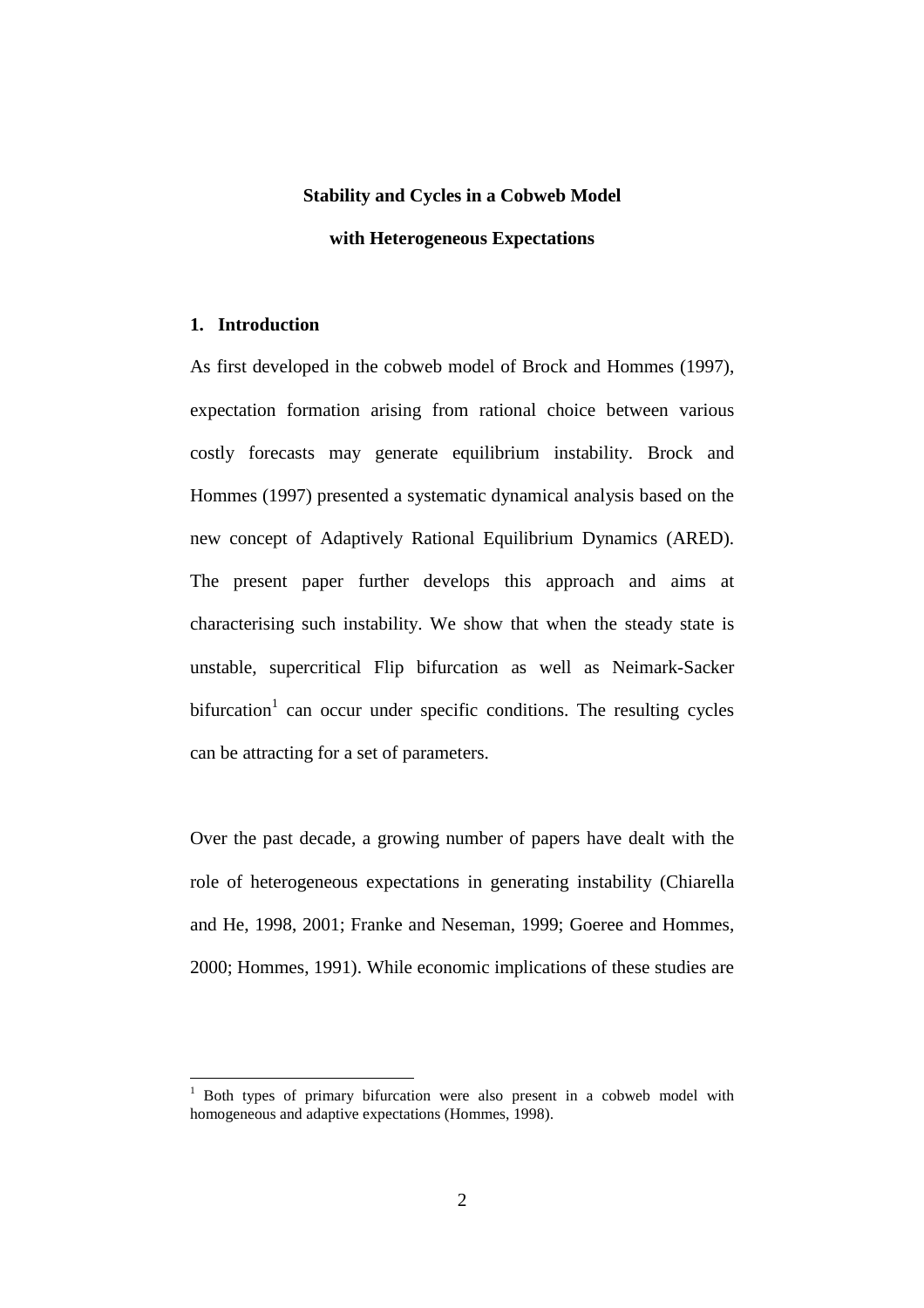**Stability and Cycles in a Cobweb Model**

**with Heterogeneous Expectations**

## 1. Introduction

As first developed in the cobweb model of Brock and Hommes (1997), expectation formation arising from rational choice between various costly forecasts may generate equilibrium instability. Brock and Hommes (1997) presented a systematic dynamical analysis based on the new concept of Adaptively Rational Equilibrium Dynamics (ARED). The present paper further develops this approach and aims at characterising such instability. We show that when the steady state is unstable, supercritical Flip bifurcation as well as Neimark-Sacker bifurcation[1] can occur under specific conditions. The resulting cycles can be attracting for a set of parameters.

Over the past decade, a growing number of papers have dealt with the role of heterogeneous expectations in generating instability (Chiarella and He, 1998, 2001; Franke and Neseman, 1999; Goeree and Hommes, 2000; Hommes, 1991). While economic implications of these studies are

---

[1] Both types of primary bifurcation were also present in a cobweb model with homogeneous and adaptive expectations (Hommes, 1998).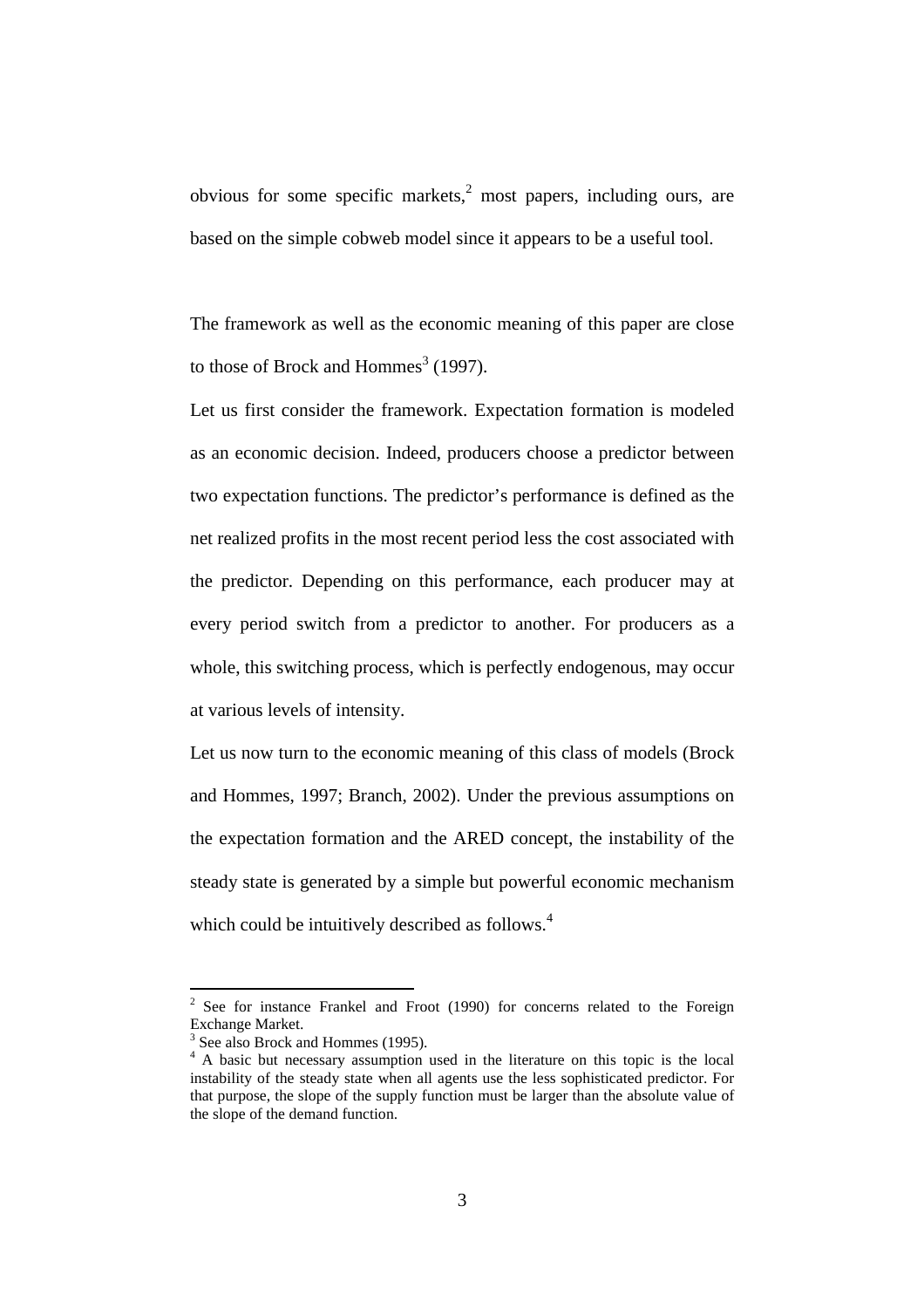obvious for some specific markets,[2] most papers, including ours, are based on the simple cobweb model since it appears to be a useful tool.

The framework as well as the economic meaning of this paper are close to those of Brock and Hommes[3] (1997).

Let us first consider the framework. Expectation formation is modeled as an economic decision. Indeed, producers choose a predictor between two expectation functions. The predictor's performance is defined as the net realized profits in the most recent period less the cost associated with the predictor. Depending on this performance, each producer may at every period switch from a predictor to another. For producers as a whole, this switching process, which is perfectly endogenous, may occur at various levels of intensity.

Let us now turn to the economic meaning of this class of models (Brock and Hommes, 1997; Branch, 2002). Under the previous assumptions on the expectation formation and the ARED concept, the instability of the steady state is generated by a simple but powerful economic mechanism which could be intuitively described as follows.[4]

---

[2] See for instance Frankel and Froot (1990) for concerns related to the Foreign Exchange Market.

[3] See also Brock and Hommes (1995).

[4] A basic but necessary assumption used in the literature on this topic is the local instability of the steady state when all agents use the less sophisticated predictor. For that purpose, the slope of the supply function must be larger than the absolute value of the slope of the demand function.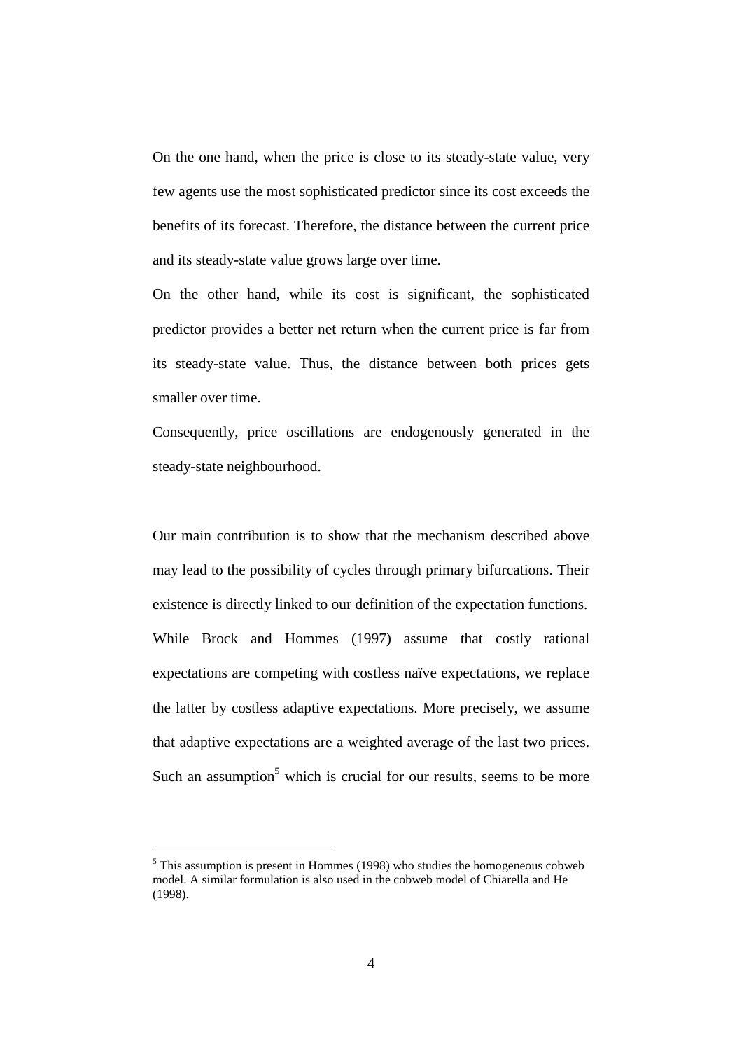On the one hand, when the price is close to its steady-state value, very few agents use the most sophisticated predictor since its cost exceeds the benefits of its forecast. Therefore, the distance between the current price and its steady-state value grows large over time.

On the other hand, while its cost is significant, the sophisticated predictor provides a better net return when the current price is far from its steady-state value. Thus, the distance between both prices gets smaller over time.

Consequently, price oscillations are endogenously generated in the steady-state neighbourhood.

Our main contribution is to show that the mechanism described above may lead to the possibility of cycles through primary bifurcations. Their existence is directly linked to our definition of the expectation functions. While Brock and Hommes (1997) assume that costly rational expectations are competing with costless naïve expectations, we replace the latter by costless adaptive expectations. More precisely, we assume that adaptive expectations are a weighted average of the last two prices. Such an assumption[5] which is crucial for our results, seems to be more

[5] This assumption is present in Hommes (1998) who studies the homogeneous cobweb model. A similar formulation is also used in the cobweb model of Chiarella and He (1998).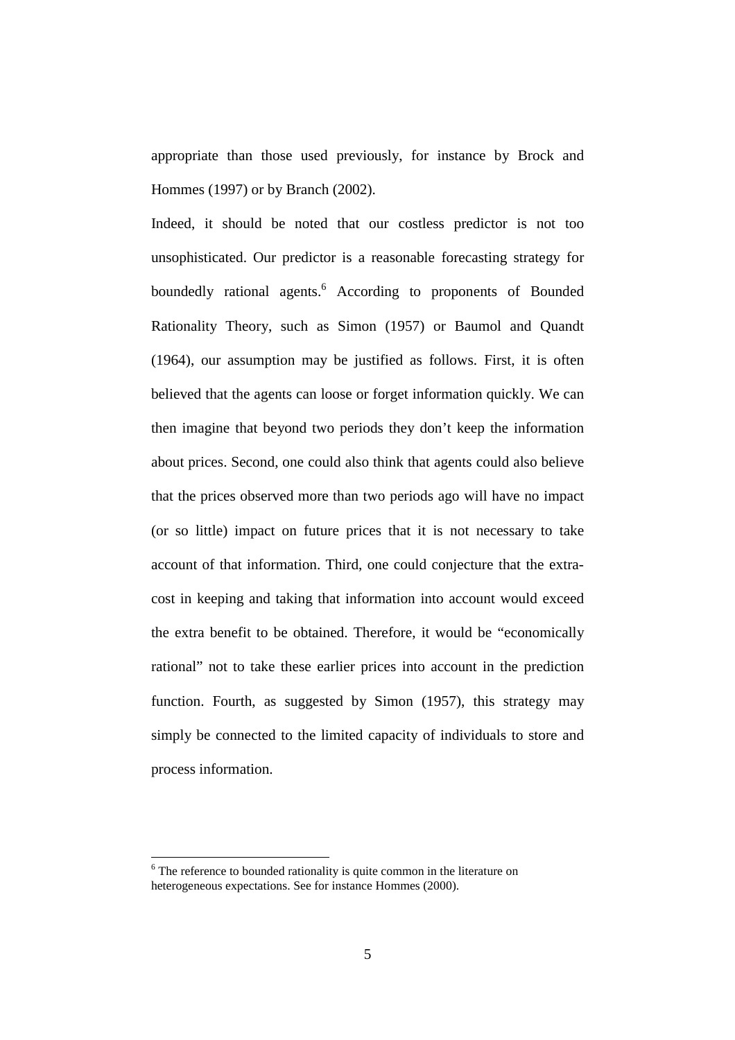appropriate than those used previously, for instance by Brock and Hommes (1997) or by Branch (2002).

Indeed, it should be noted that our costless predictor is not too unsophisticated. Our predictor is a reasonable forecasting strategy for boundedly rational agents.[6] According to proponents of Bounded Rationality Theory, such as Simon (1957) or Baumol and Quandt (1964), our assumption may be justified as follows. First, it is often believed that the agents can loose or forget information quickly. We can then imagine that beyond two periods they don't keep the information about prices. Second, one could also think that agents could also believe that the prices observed more than two periods ago will have no impact (or so little) impact on future prices that it is not necessary to take account of that information. Third, one could conjecture that the extra-cost in keeping and taking that information into account would exceed the extra benefit to be obtained. Therefore, it would be "economically rational" not to take these earlier prices into account in the prediction function. Fourth, as suggested by Simon (1957), this strategy may simply be connected to the limited capacity of individuals to store and process information.

[6] The reference to bounded rationality is quite common in the literature on heterogeneous expectations. See for instance Hommes (2000).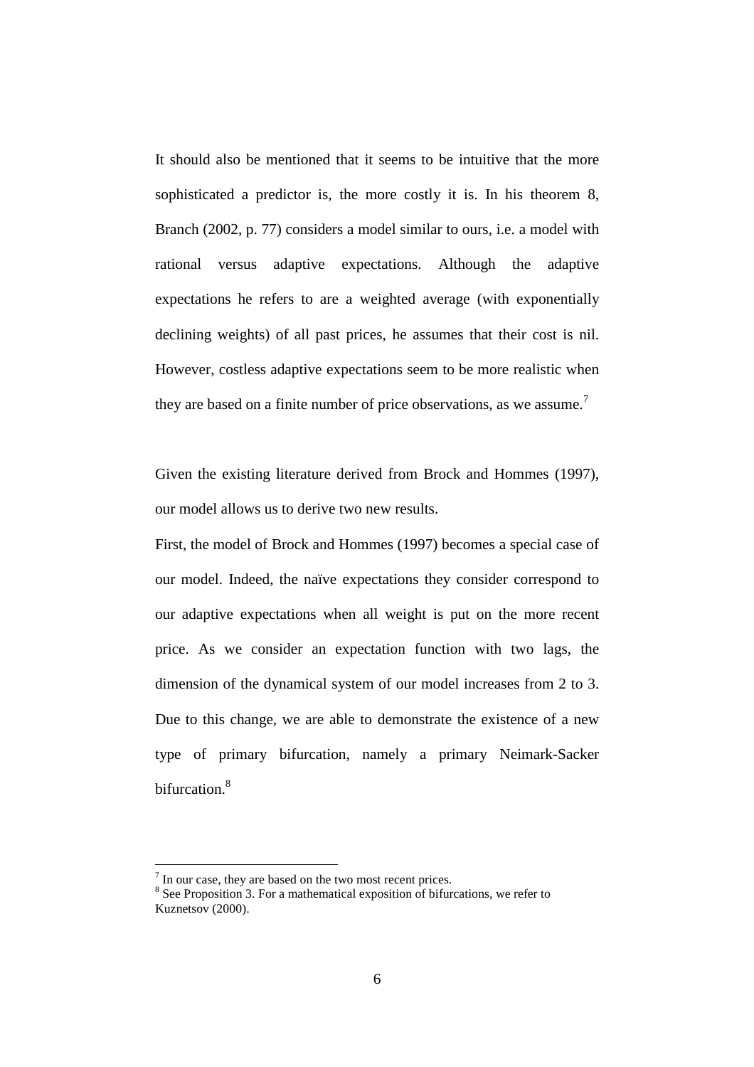It should also be mentioned that it seems to be intuitive that the more sophisticated a predictor is, the more costly it is. In his theorem 8, Branch (2002, p. 77) considers a model similar to ours, i.e. a model with rational versus adaptive expectations. Although the adaptive expectations he refers to are a weighted average (with exponentially declining weights) of all past prices, he assumes that their cost is nil. However, costless adaptive expectations seem to be more realistic when they are based on a finite number of price observations, as we assume.[7]

Given the existing literature derived from Brock and Hommes (1997), our model allows us to derive two new results.

First, the model of Brock and Hommes (1997) becomes a special case of our model. Indeed, the naïve expectations they consider correspond to our adaptive expectations when all weight is put on the more recent price. As we consider an expectation function with two lags, the dimension of the dynamical system of our model increases from 2 to 3. Due to this change, we are able to demonstrate the existence of a new type of primary bifurcation, namely a primary Neimark-Sacker bifurcation.[8]

---

[7] In our case, they are based on the two most recent prices.

[8] See Proposition 3. For a mathematical exposition of bifurcations, we refer to Kuznetsov (2000).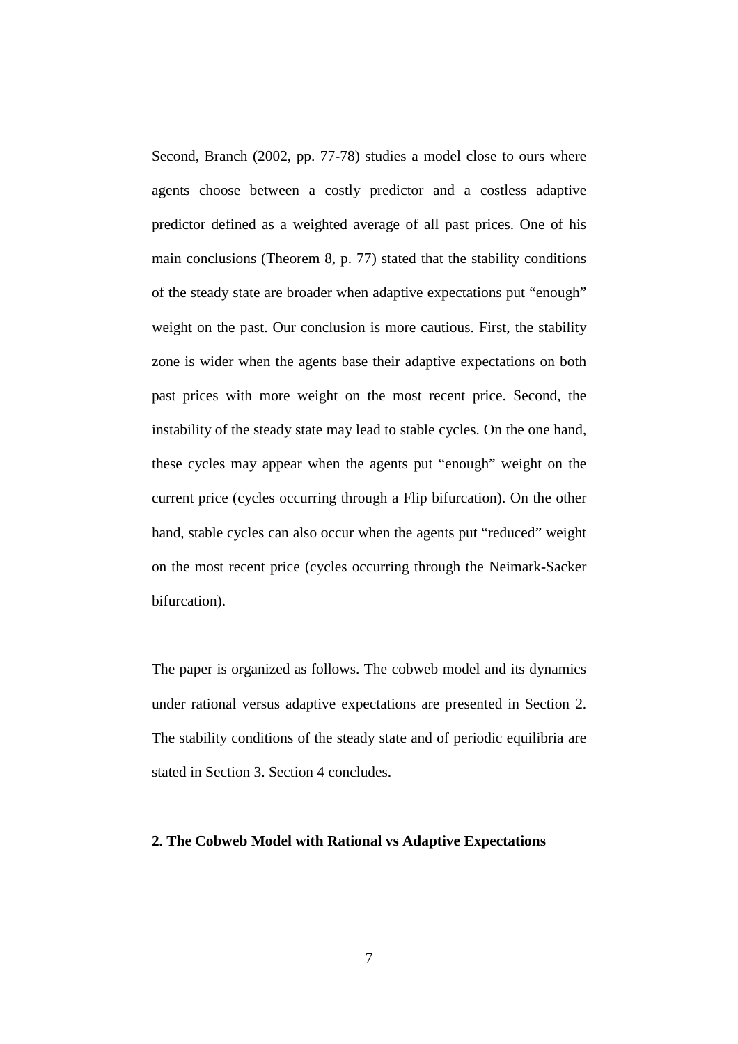Second, Branch (2002, pp. 77-78) studies a model close to ours where agents choose between a costly predictor and a costless adaptive predictor defined as a weighted average of all past prices. One of his main conclusions (Theorem 8, p. 77) stated that the stability conditions of the steady state are broader when adaptive expectations put "enough" weight on the past. Our conclusion is more cautious. First, the stability zone is wider when the agents base their adaptive expectations on both past prices with more weight on the most recent price. Second, the instability of the steady state may lead to stable cycles. On the one hand, these cycles may appear when the agents put "enough" weight on the current price (cycles occurring through a Flip bifurcation). On the other hand, stable cycles can also occur when the agents put "reduced" weight on the most recent price (cycles occurring through the Neimark-Sacker bifurcation).

The paper is organized as follows. The cobweb model and its dynamics under rational versus adaptive expectations are presented in Section 2. The stability conditions of the steady state and of periodic equilibria are stated in Section 3. Section 4 concludes.

## 2. The Cobweb Model with Rational vs Adaptive Expectations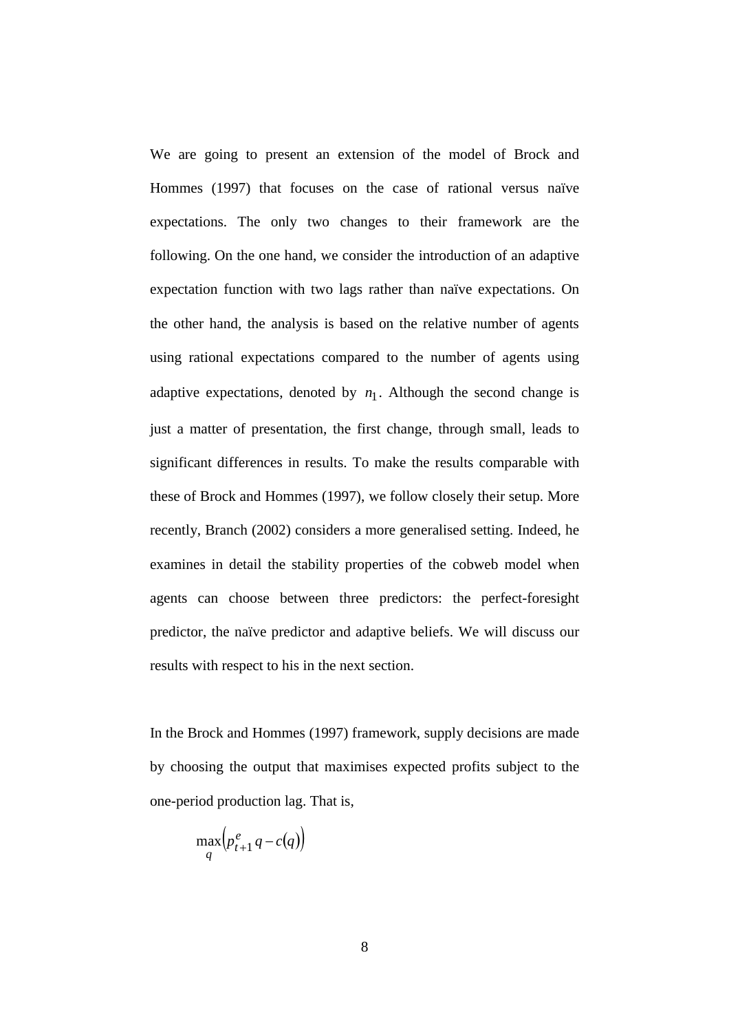We are going to present an extension of the model of Brock and Hommes (1997) that focuses on the case of rational versus naïve expectations. The only two changes to their framework are the following. On the one hand, we consider the introduction of an adaptive expectation function with two lags rather than naïve expectations. On the other hand, the analysis is based on the relative number of agents using rational expectations compared to the number of agents using adaptive expectations, denoted by $n_1$. Although the second change is just a matter of presentation, the first change, through small, leads to significant differences in results. To make the results comparable with these of Brock and Hommes (1997), we follow closely their setup. More recently, Branch (2002) considers a more generalised setting. Indeed, he examines in detail the stability properties of the cobweb model when agents can choose between three predictors: the perfect-foresight predictor, the naïve predictor and adaptive beliefs. We will discuss our results with respect to his in the next section.

In the Brock and Hommes (1997) framework, supply decisions are made by choosing the output that maximises expected profits subject to the one-period production lag. That is,

$$\max_{q}\left(p_{t+1}^{e}\, q - c(q)\right)$$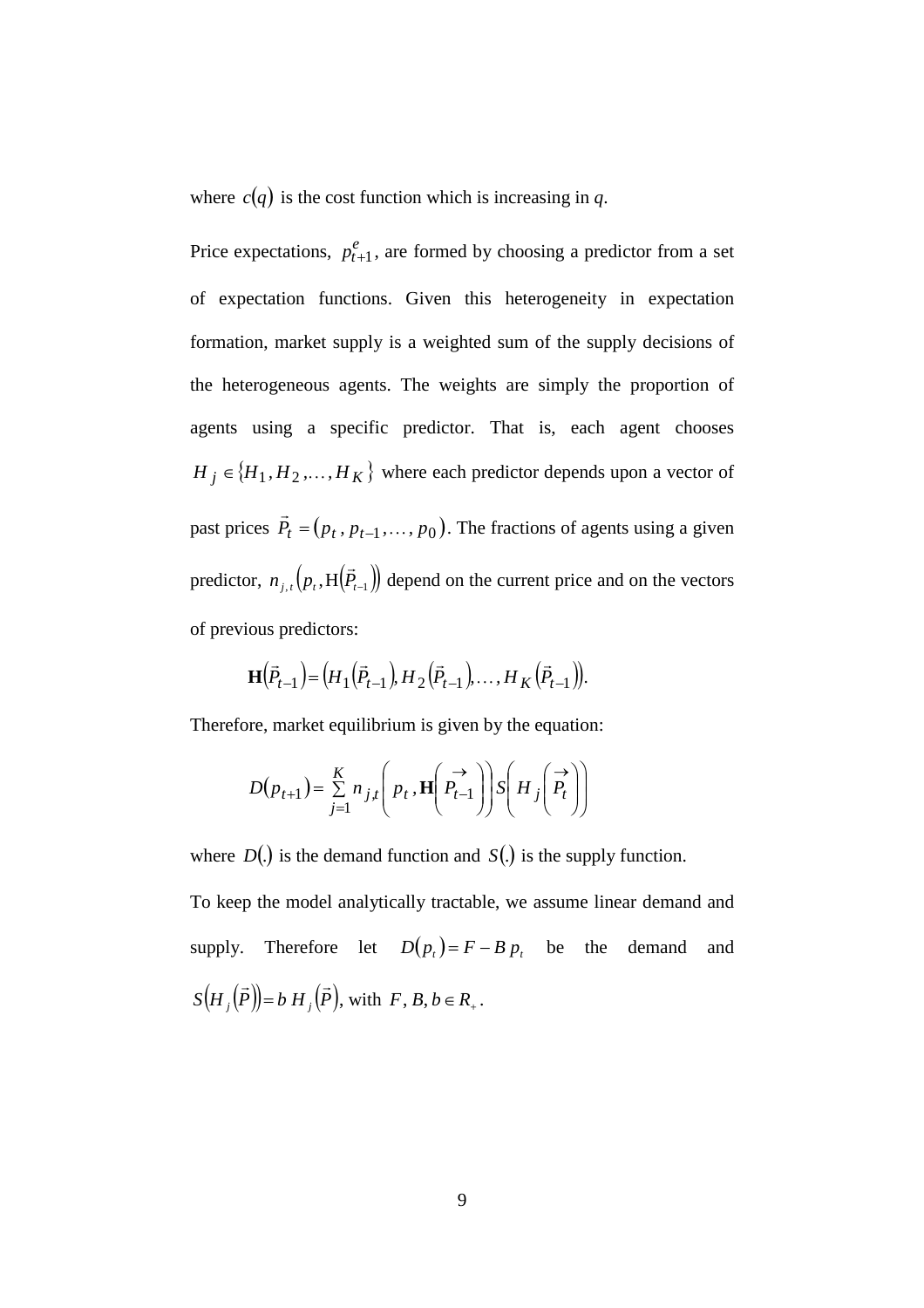where $c(q)$ is the cost function which is increasing in *q*.

Price expectations, $p_{t+1}^{e}$, are formed by choosing a predictor from a set of expectation functions. Given this heterogeneity in expectation formation, market supply is a weighted sum of the supply decisions of the heterogeneous agents. The weights are simply the proportion of agents using a specific predictor. That is, each agent chooses $H_j \in \{H_1, H_2, \ldots, H_K\}$ where each predictor depends upon a vector of past prices $\vec{P}_t = (p_t, p_{t-1}, \ldots, p_0)$. The fractions of agents using a given predictor, $n_{j,t}\left(p_t, \mathrm{H}\left(\vec{P}_{t-1}\right)\right)$ depend on the current price and on the vectors of previous predictors:

$$\mathbf{H}\left(\vec{P}_{t-1}\right) = \left(H_1\left(\vec{P}_{t-1}\right), H_2\left(\vec{P}_{t-1}\right), \ldots, H_K\left(\vec{P}_{t-1}\right)\right).$$

Therefore, market equilibrium is given by the equation:

$$D(p_{t+1}) = \sum_{j=1}^{K} n_{j,t}\left(p_t, \mathbf{H}\left(\overrightarrow{P_{t-1}}\right)\right) S\left(H_j\left(\overrightarrow{P_t}\right)\right)$$

where $D(.)$ is the demand function and $S(.)$ is the supply function.

To keep the model analytically tractable, we assume linear demand and supply. Therefore let $D(p_t) = F - B\,p_t$ be the demand and $S\left(H_j\left(\vec{P}\right)\right) = b\,H_j\left(\vec{P}\right)$, with $F, B, b \in R_+$.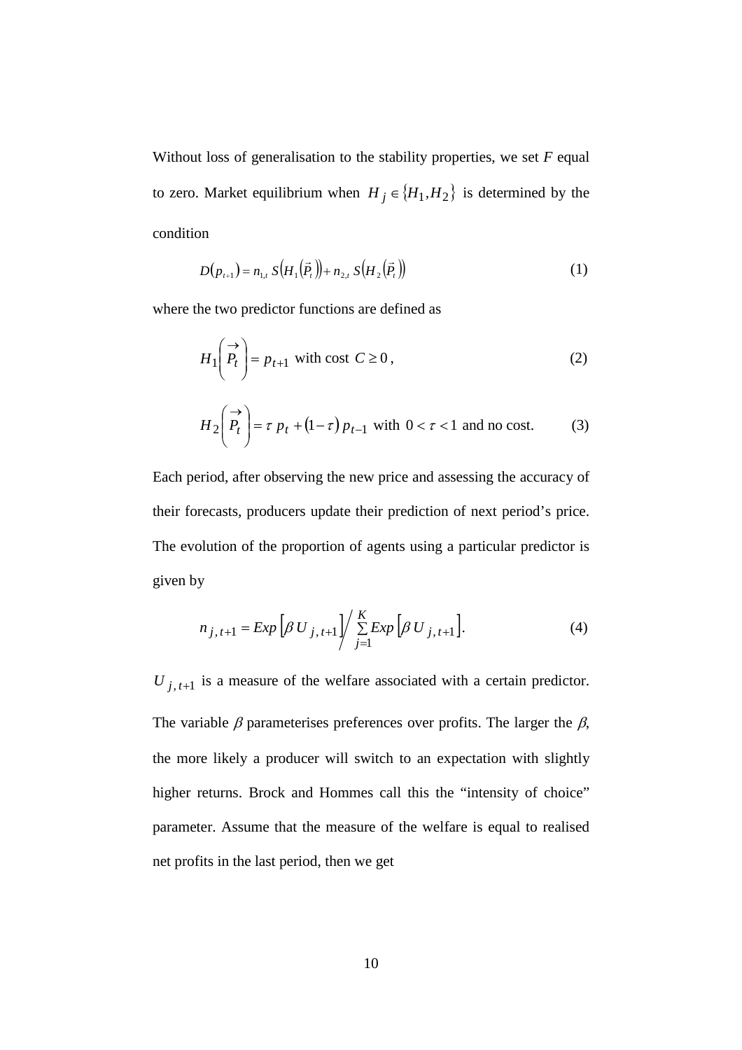Without loss of generalisation to the stability properties, we set $F$ equal to zero. Market equilibrium when $H_j \in \{H_1, H_2\}$ is determined by the condition

$$D(p_{t+1}) = n_{1,t}\, S\left(H_1\left(\vec{P}_t\right)\right) + n_{2,t}\, S\left(H_2\left(\vec{P}_t\right)\right) \tag{1}$$

where the two predictor functions are defined as

$$H_1\left(\vec{P_t}\right) = p_{t+1} \text{ with cost } C \geq 0\,, \tag{2}$$

$$H_2\left(\vec{P_t}\right) = \tau\, p_t + (1-\tau)\, p_{t-1} \text{ with } 0 < \tau < 1 \text{ and no cost.} \tag{3}$$

Each period, after observing the new price and assessing the accuracy of their forecasts, producers update their prediction of next period's price. The evolution of the proportion of agents using a particular predictor is given by

$$n_{j,t+1} = Exp\left[\beta\, U_{j,t+1}\right] \Big/ \sum_{j=1}^{K} Exp\left[\beta\, U_{j,t+1}\right]. \tag{4}$$

$U_{j,t+1}$ is a measure of the welfare associated with a certain predictor. The variable $\beta$ parameterises preferences over profits. The larger the $\beta$, the more likely a producer will switch to an expectation with slightly higher returns. Brock and Hommes call this the "intensity of choice" parameter. Assume that the measure of the welfare is equal to realised net profits in the last period, then we get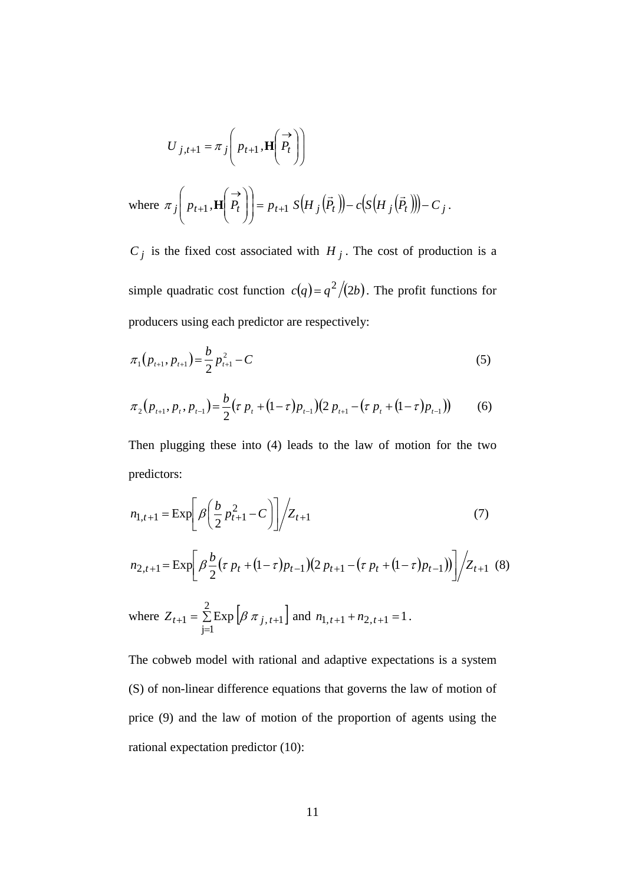$$U_{j,t+1} = \pi_j\left(p_{t+1}, \mathbf{H}\left(\vec{P_t}\right)\right)$$

where $\pi_j\left(p_{t+1}, \mathbf{H}\left(\vec{P_t}\right)\right) = p_{t+1}\, S\left(H_j\left(\vec{P_t}\right)\right) - c\left(S\left(H_j\left(\vec{P_t}\right)\right)\right) - C_j$.

$C_j$ is the fixed cost associated with $H_j$. The cost of production is a simple quadratic cost function $c(q) = q^2/(2b)$. The profit functions for producers using each predictor are respectively:

$$\pi_1\left(p_{t+1}, p_{t+1}\right) = \frac{b}{2} p_{t+1}^2 - C \tag{5}$$

$$\pi_2\left(p_{t+1}, p_t, p_{t-1}\right) = \frac{b}{2}\left(\tau\, p_t + (1-\tau) p_{t-1}\right)\left(2\, p_{t+1} - \left(\tau\, p_t + (1-\tau) p_{t-1}\right)\right) \tag{6}$$

Then plugging these into (4) leads to the law of motion for the two predictors:

$$n_{1,t+1} = \mathrm{Exp}\left[\beta\left(\frac{b}{2} p_{t+1}^2 - C\right)\right] \Big/ Z_{t+1} \tag{7}$$

$$n_{2,t+1} = \mathrm{Exp}\left[\beta \frac{b}{2}\left(\tau\, p_t + (1-\tau) p_{t-1}\right)\left(2\, p_{t+1} - \left(\tau\, p_t + (1-\tau) p_{t-1}\right)\right)\right] \Big/ Z_{t+1} \tag{8}$$

where $Z_{t+1} = \sum_{j=1}^{2} \mathrm{Exp}\left[\beta\, \pi_{j,t+1}\right]$ and $n_{1,t+1} + n_{2,t+1} = 1$.

The cobweb model with rational and adaptive expectations is a system (S) of non-linear difference equations that governs the law of motion of price (9) and the law of motion of the proportion of agents using the rational expectation predictor (10):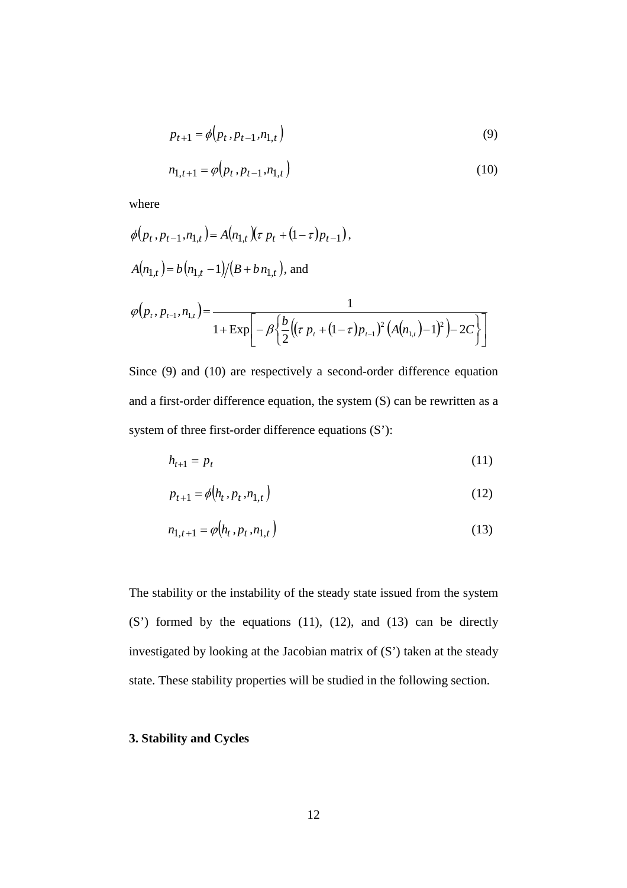$$p_{t+1} = \phi\left(p_t, p_{t-1}, n_{1,t}\right) \tag{9}$$

$$n_{1,t+1} = \varphi\left(p_t, p_{t-1}, n_{1,t}\right) \tag{10}$$

where

$\phi\left(p_t, p_{t-1}, n_{1,t}\right) = A\left(n_{1,t}\right)\left(\tau\, p_t + (1-\tau)\, p_{t-1}\right)$,

$A\left(n_{1,t}\right) = b\left(n_{1,t} - 1\right) / \left(B + b\, n_{1,t}\right)$, and

$$\varphi\left(p_t, p_{t-1}, n_{1,t}\right) = \frac{1}{1 + \mathrm{Exp}\left[-\beta\left\{\frac{b}{2}\left(\left(\tau\, p_t + (1-\tau)\, p_{t-1}\right)^2 \left(A\left(n_{1,t}\right) - 1\right)^2\right) - 2C\right\}\right]}$$

Since (9) and (10) are respectively a second-order difference equation and a first-order difference equation, the system (S) can be rewritten as a system of three first-order difference equations (S'):

$$h_{t+1} = p_t \tag{11}$$

$$p_{t+1} = \phi\left(h_t, p_t, n_{1,t}\right) \tag{12}$$

$$n_{1,t+1} = \varphi\left(h_t, p_t, n_{1,t}\right) \tag{13}$$

The stability or the instability of the steady state issued from the system (S') formed by the equations (11), (12), and (13) can be directly investigated by looking at the Jacobian matrix of (S') taken at the steady state. These stability properties will be studied in the following section.

## 3. Stability and Cycles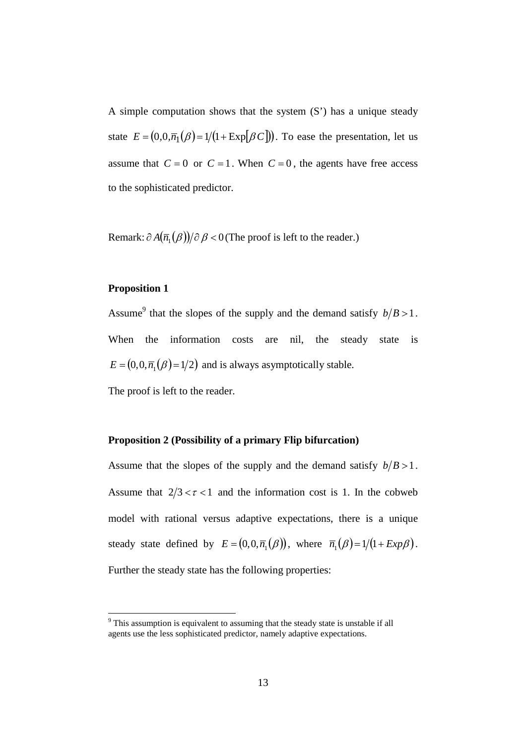A simple computation shows that the system (S') has a unique steady state $E = (0,0,\overline{n}_1(\beta) = 1/(1+\mathrm{Exp}[\beta C]))$. To ease the presentation, let us assume that $C = 0$ or $C = 1$. When $C = 0$, the agents have free access to the sophisticated predictor.

Remark: $\partial A(\overline{n}_1(\beta))/\partial \beta < 0$ (The proof is left to the reader.)

**Proposition 1**

Assume[9] that the slopes of the supply and the demand satisfy $b/B > 1$. When the information costs are nil, the steady state is $E = (0,0,\overline{n}_1(\beta) = 1/2)$ and is always asymptotically stable.

The proof is left to the reader.

**Proposition 2 (Possibility of a primary Flip bifurcation)**

Assume that the slopes of the supply and the demand satisfy $b/B > 1$. Assume that $2/3 < \tau < 1$ and the information cost is 1. In the cobweb model with rational versus adaptive expectations, there is a unique steady state defined by $E = (0,0,\overline{n}_1(\beta))$, where $\overline{n}_1(\beta) = 1/(1+Exp\beta)$. Further the steady state has the following properties:

[9] This assumption is equivalent to assuming that the steady state is unstable if all agents use the less sophisticated predictor, namely adaptive expectations.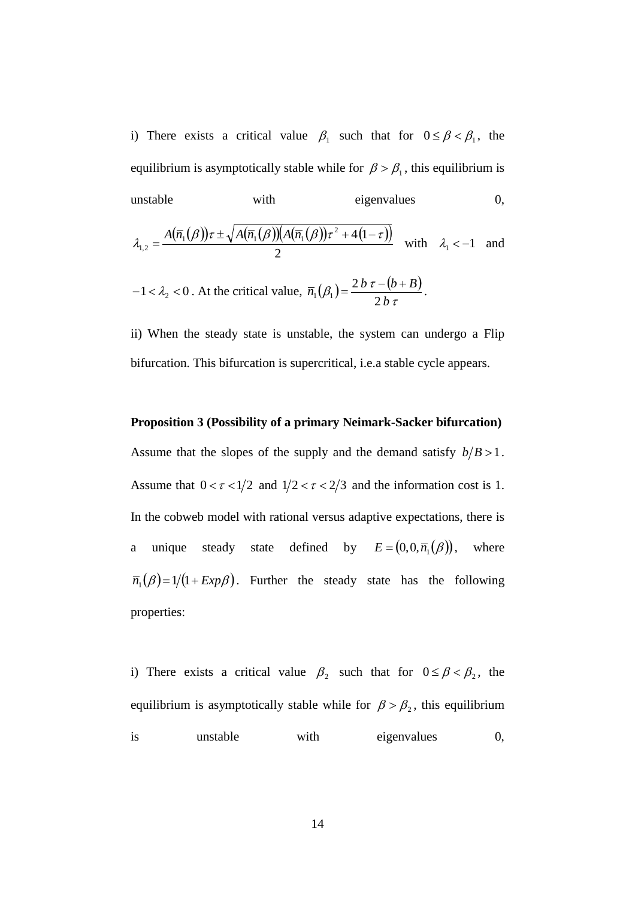i) There exists a critical value $\beta_1$ such that for $0 \leq \beta < \beta_1$, the equilibrium is asymptotically stable while for $\beta > \beta_1$, this equilibrium is unstable with eigenvalues 0, $\lambda_{1,2} = \dfrac{A(\overline{n}_1(\beta))\tau \pm \sqrt{A(\overline{n}_1(\beta))(A(\overline{n}_1(\beta))\tau^2 + 4(1-\tau))}}{2}$ with $\lambda_1 < -1$ and $-1 < \lambda_2 < 0$. At the critical value, $\overline{n}_1(\beta_1) = \dfrac{2\,b\,\tau - (b+B)}{2\,b\,\tau}$.

ii) When the steady state is unstable, the system can undergo a Flip bifurcation. This bifurcation is supercritical, i.e.a stable cycle appears.

**Proposition 3 (Possibility of a primary Neimark-Sacker bifurcation)**

Assume that the slopes of the supply and the demand satisfy $b/B > 1$. Assume that $0 < \tau < 1/2$ and $1/2 < \tau < 2/3$ and the information cost is 1. In the cobweb model with rational versus adaptive expectations, there is a unique steady state defined by $E = (0,0,\overline{n}_1(\beta))$, where $\overline{n}_1(\beta) = 1/(1 + Exp\beta)$. Further the steady state has the following properties:

i) There exists a critical value $\beta_2$ such that for $0 \leq \beta < \beta_2$, the equilibrium is asymptotically stable while for $\beta > \beta_2$, this equilibrium is unstable with eigenvalues 0,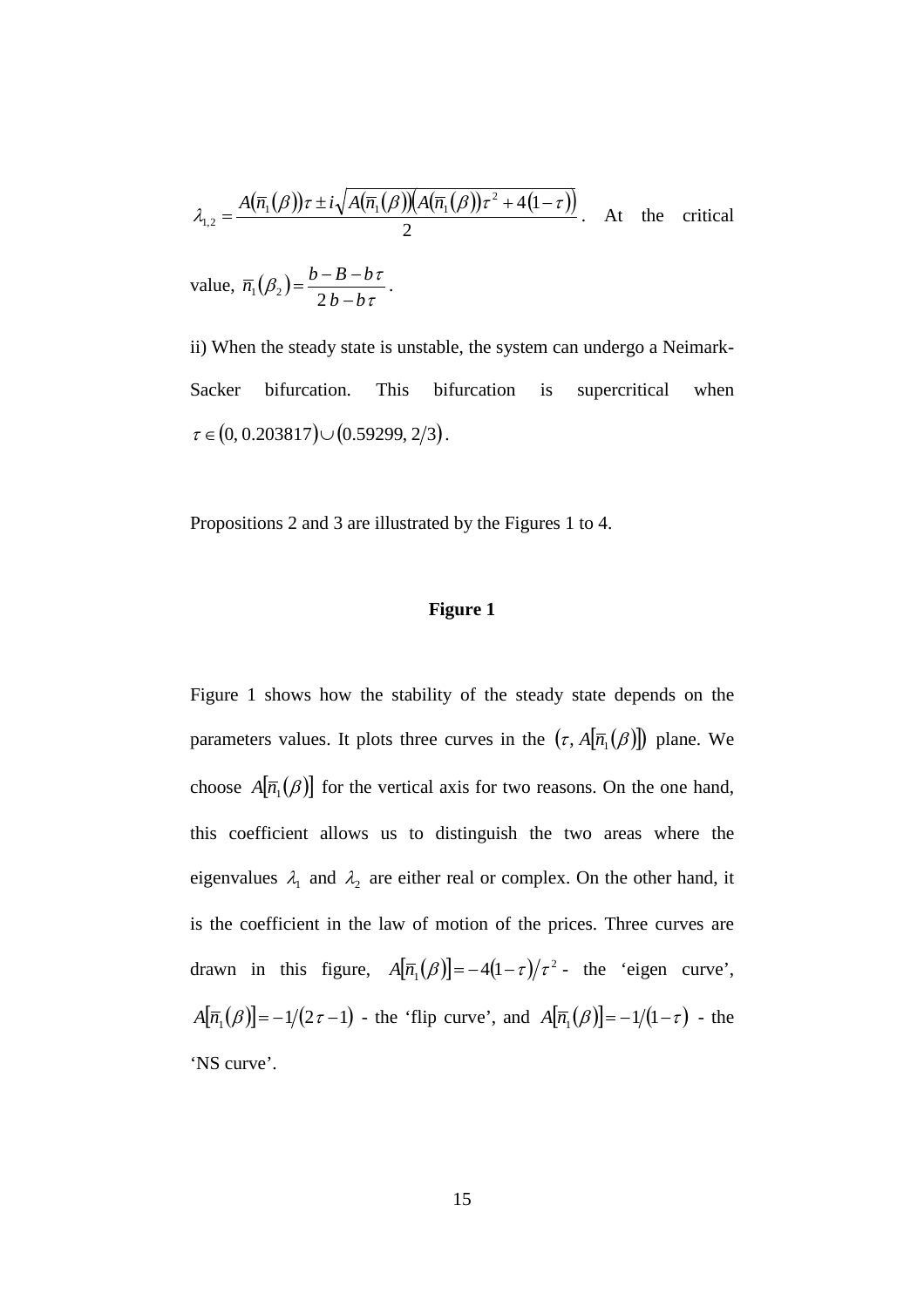$\lambda_{1,2} = \dfrac{A(\overline{n}_1(\beta))\tau \pm i\sqrt{A(\overline{n}_1(\beta))\left(A(\overline{n}_1(\beta))\tau^2 + 4(1-\tau)\right)}}{2}$. At the critical value, $\overline{n}_1(\beta_2) = \dfrac{b - B - b\tau}{2b - b\tau}$.

ii) When the steady state is unstable, the system can undergo a Neimark-Sacker bifurcation. This bifurcation is supercritical when $\tau \in (0,\, 0.203817) \cup (0.59299,\, 2/3)$.

Propositions 2 and 3 are illustrated by the Figures 1 to 4.

**Figure 1**

Figure 1 shows how the stability of the steady state depends on the parameters values. It plots three curves in the $(\tau,\, A[\overline{n}_1(\beta)])$ plane. We choose $A[\overline{n}_1(\beta)]$ for the vertical axis for two reasons. On the one hand, this coefficient allows us to distinguish the two areas where the eigenvalues $\lambda_1$ and $\lambda_2$ are either real or complex. On the other hand, it is the coefficient in the law of motion of the prices. Three curves are drawn in this figure, $A[\overline{n}_1(\beta)] = -4(1-\tau)/\tau^2$ - the 'eigen curve', $A[\overline{n}_1(\beta)] = -1/(2\tau - 1)$ - the 'flip curve', and $A[\overline{n}_1(\beta)] = -1/(1-\tau)$ - the 'NS curve'.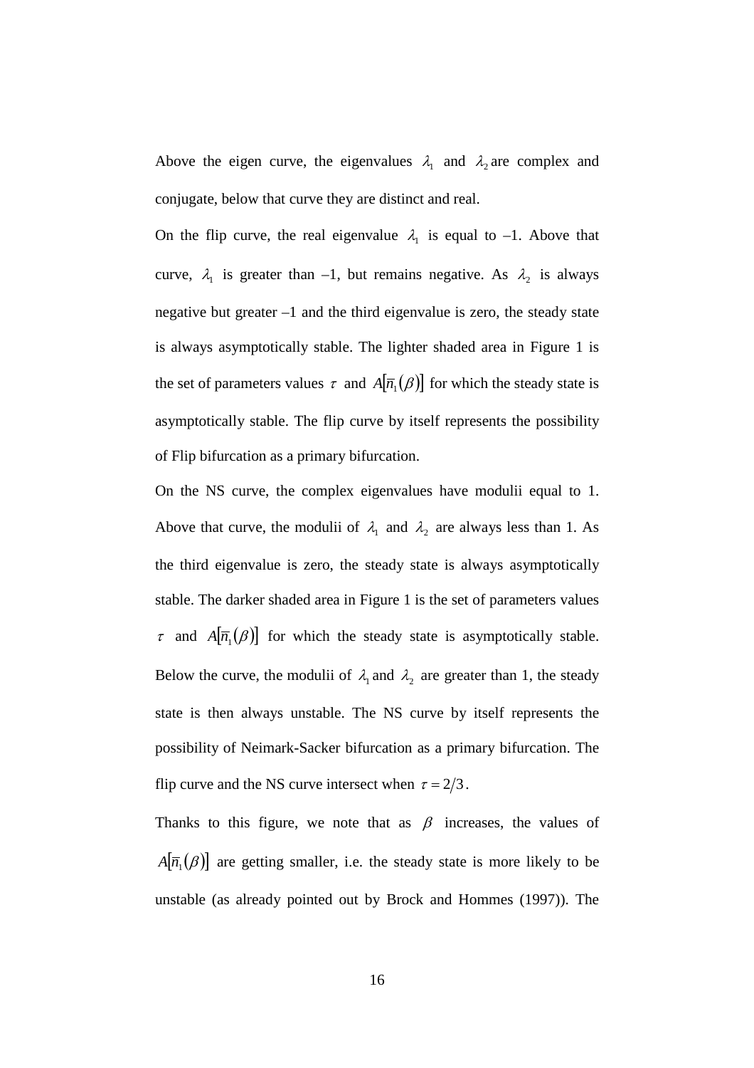Above the eigen curve, the eigenvalues $\lambda_1$ and $\lambda_2$ are complex and conjugate, below that curve they are distinct and real.

On the flip curve, the real eigenvalue $\lambda_1$ is equal to –1. Above that curve, $\lambda_1$ is greater than –1, but remains negative. As $\lambda_2$ is always negative but greater –1 and the third eigenvalue is zero, the steady state is always asymptotically stable. The lighter shaded area in Figure 1 is the set of parameters values $\tau$ and $A[\overline{n}_1(\beta)]$ for which the steady state is asymptotically stable. The flip curve by itself represents the possibility of Flip bifurcation as a primary bifurcation.

On the NS curve, the complex eigenvalues have modulii equal to 1. Above that curve, the modulii of $\lambda_1$ and $\lambda_2$ are always less than 1. As the third eigenvalue is zero, the steady state is always asymptotically stable. The darker shaded area in Figure 1 is the set of parameters values $\tau$ and $A[\overline{n}_1(\beta)]$ for which the steady state is asymptotically stable. Below the curve, the modulii of $\lambda_1$ and $\lambda_2$ are greater than 1, the steady state is then always unstable. The NS curve by itself represents the possibility of Neimark-Sacker bifurcation as a primary bifurcation. The flip curve and the NS curve intersect when $\tau = 2/3$.

Thanks to this figure, we note that as $\beta$ increases, the values of $A[\overline{n}_1(\beta)]$ are getting smaller, i.e. the steady state is more likely to be unstable (as already pointed out by Brock and Hommes (1997)). The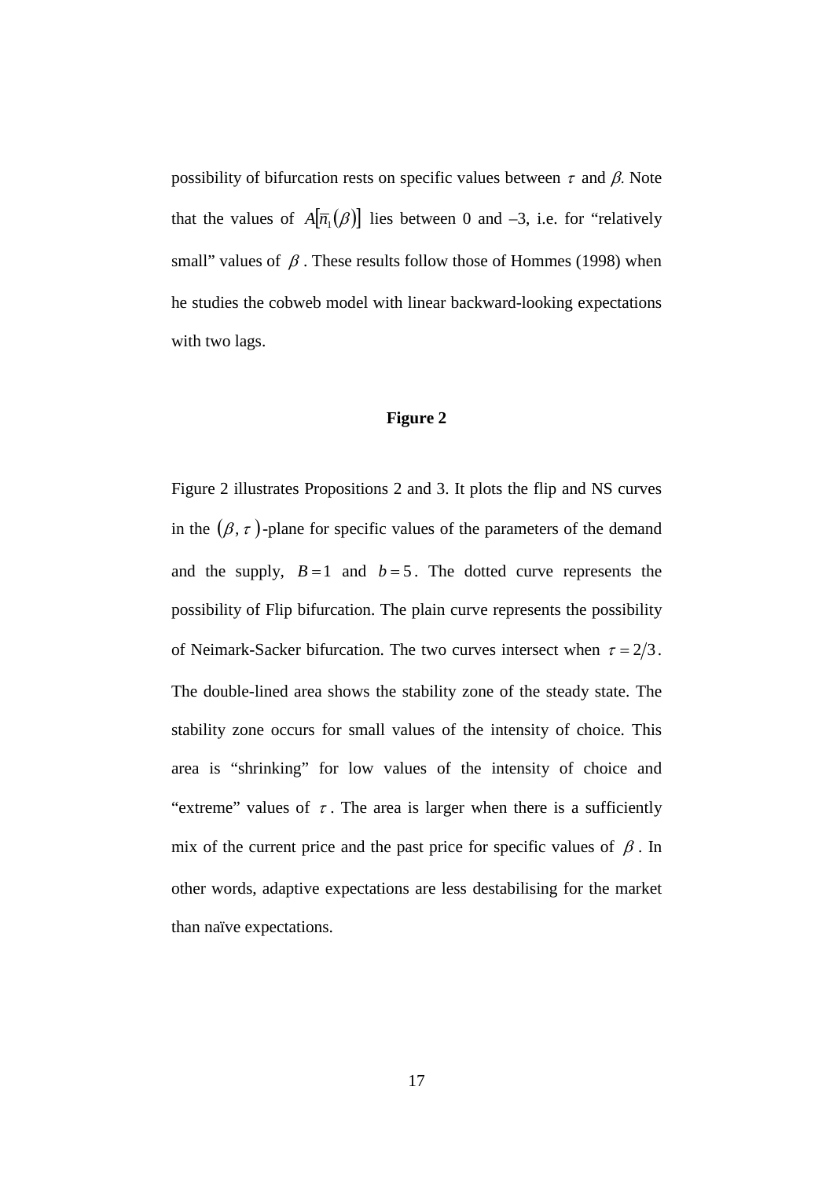possibility of bifurcation rests on specific values between $\tau$ and $\beta$. Note that the values of $A[\overline{n}_1(\beta)]$ lies between 0 and –3, i.e. for "relatively small" values of $\beta$. These results follow those of Hommes (1998) when he studies the cobweb model with linear backward-looking expectations with two lags.

**Figure 2**

Figure 2 illustrates Propositions 2 and 3. It plots the flip and NS curves in the $(\beta, \tau)$-plane for specific values of the parameters of the demand and the supply, $B = 1$ and $b = 5$. The dotted curve represents the possibility of Flip bifurcation. The plain curve represents the possibility of Neimark-Sacker bifurcation. The two curves intersect when $\tau = 2/3$. The double-lined area shows the stability zone of the steady state. The stability zone occurs for small values of the intensity of choice. This area is "shrinking" for low values of the intensity of choice and "extreme" values of $\tau$. The area is larger when there is a sufficiently mix of the current price and the past price for specific values of $\beta$. In other words, adaptive expectations are less destabilising for the market than naïve expectations.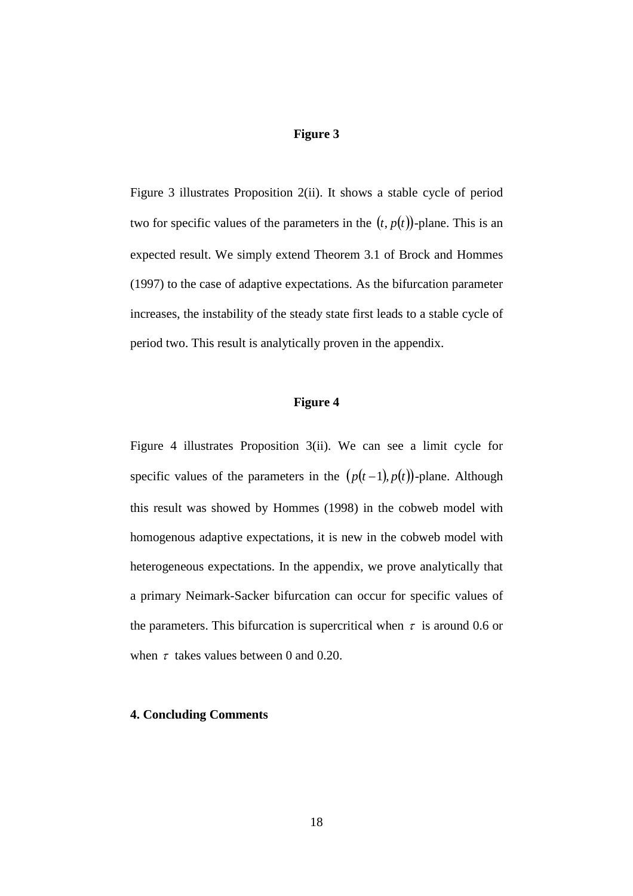**Figure 3**

Figure 3 illustrates Proposition 2(ii). It shows a stable cycle of period two for specific values of the parameters in the $(t, p(t))$-plane. This is an expected result. We simply extend Theorem 3.1 of Brock and Hommes (1997) to the case of adaptive expectations. As the bifurcation parameter increases, the instability of the steady state first leads to a stable cycle of period two. This result is analytically proven in the appendix.

**Figure 4**

Figure 4 illustrates Proposition 3(ii). We can see a limit cycle for specific values of the parameters in the $(p(t-1), p(t))$-plane. Although this result was showed by Hommes (1998) in the cobweb model with homogenous adaptive expectations, it is new in the cobweb model with heterogeneous expectations. In the appendix, we prove analytically that a primary Neimark-Sacker bifurcation can occur for specific values of the parameters. This bifurcation is supercritical when $\tau$ is around 0.6 or when $\tau$ takes values between 0 and 0.20.

## 4. Concluding Comments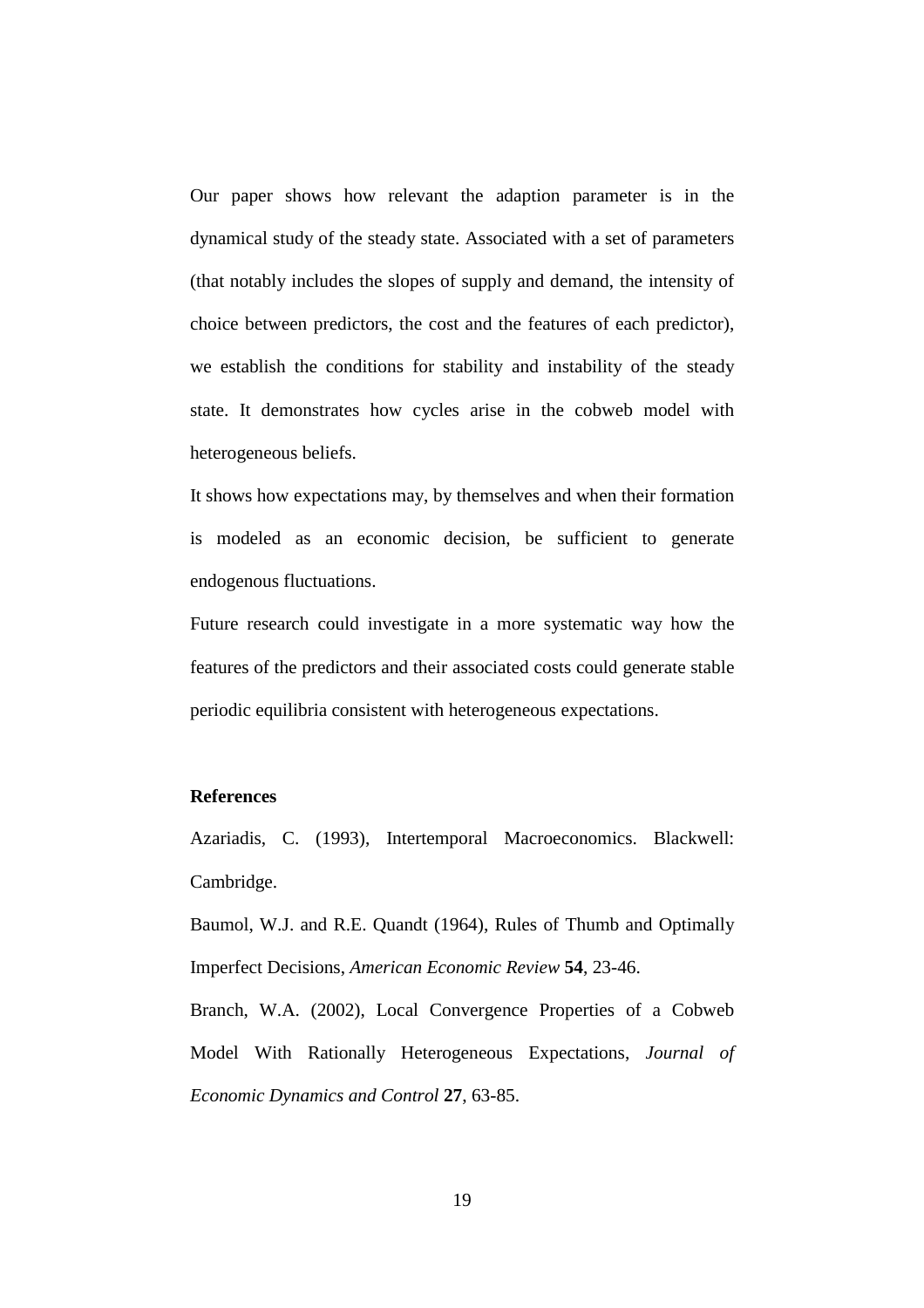Our paper shows how relevant the adaption parameter is in the dynamical study of the steady state. Associated with a set of parameters (that notably includes the slopes of supply and demand, the intensity of choice between predictors, the cost and the features of each predictor), we establish the conditions for stability and instability of the steady state. It demonstrates how cycles arise in the cobweb model with heterogeneous beliefs.

It shows how expectations may, by themselves and when their formation is modeled as an economic decision, be sufficient to generate endogenous fluctuations.

Future research could investigate in a more systematic way how the features of the predictors and their associated costs could generate stable periodic equilibria consistent with heterogeneous expectations.

**References**

Azariadis, C. (1993), Intertemporal Macroeconomics. Blackwell: Cambridge.

Baumol, W.J. and R.E. Quandt (1964), Rules of Thumb and Optimally Imperfect Decisions, *American Economic Review* **54**, 23-46.

Branch, W.A. (2002), Local Convergence Properties of a Cobweb Model With Rationally Heterogeneous Expectations, *Journal of Economic Dynamics and Control* **27**, 63-85.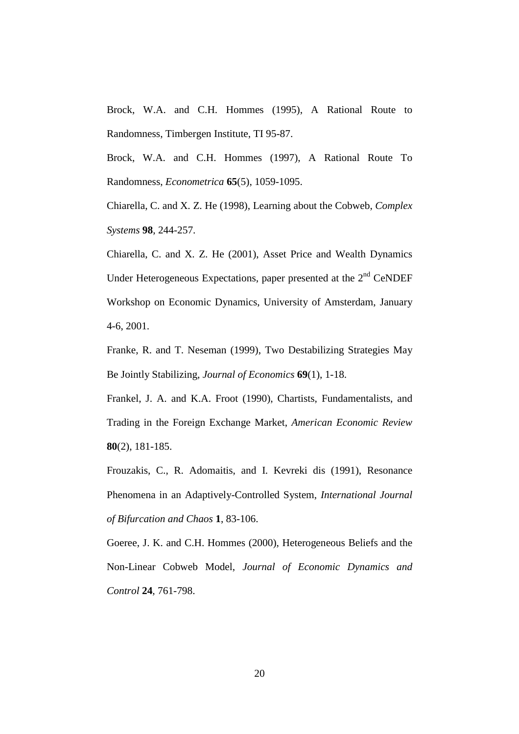Brock, W.A. and C.H. Hommes (1995), A Rational Route to Randomness, Timbergen Institute, TI 95-87.

Brock, W.A. and C.H. Hommes (1997), A Rational Route To Randomness, *Econometrica* **65**(5), 1059-1095.

Chiarella, C. and X. Z. He (1998), Learning about the Cobweb, *Complex Systems* **98**, 244-257.

Chiarella, C. and X. Z. He (2001), Asset Price and Wealth Dynamics Under Heterogeneous Expectations, paper presented at the 2[nd] CeNDEF Workshop on Economic Dynamics, University of Amsterdam, January 4-6, 2001.

Franke, R. and T. Neseman (1999), Two Destabilizing Strategies May Be Jointly Stabilizing, *Journal of Economics* **69**(1), 1-18.

Frankel, J. A. and K.A. Froot (1990), Chartists, Fundamentalists, and Trading in the Foreign Exchange Market, *American Economic Review* **80**(2), 181-185.

Frouzakis, C., R. Adomaitis, and I. Kevreki dis (1991), Resonance Phenomena in an Adaptively-Controlled System, *International Journal of Bifurcation and Chaos* **1**, 83-106.

Goeree, J. K. and C.H. Hommes (2000), Heterogeneous Beliefs and the Non-Linear Cobweb Model, *Journal of Economic Dynamics and Control* **24**, 761-798.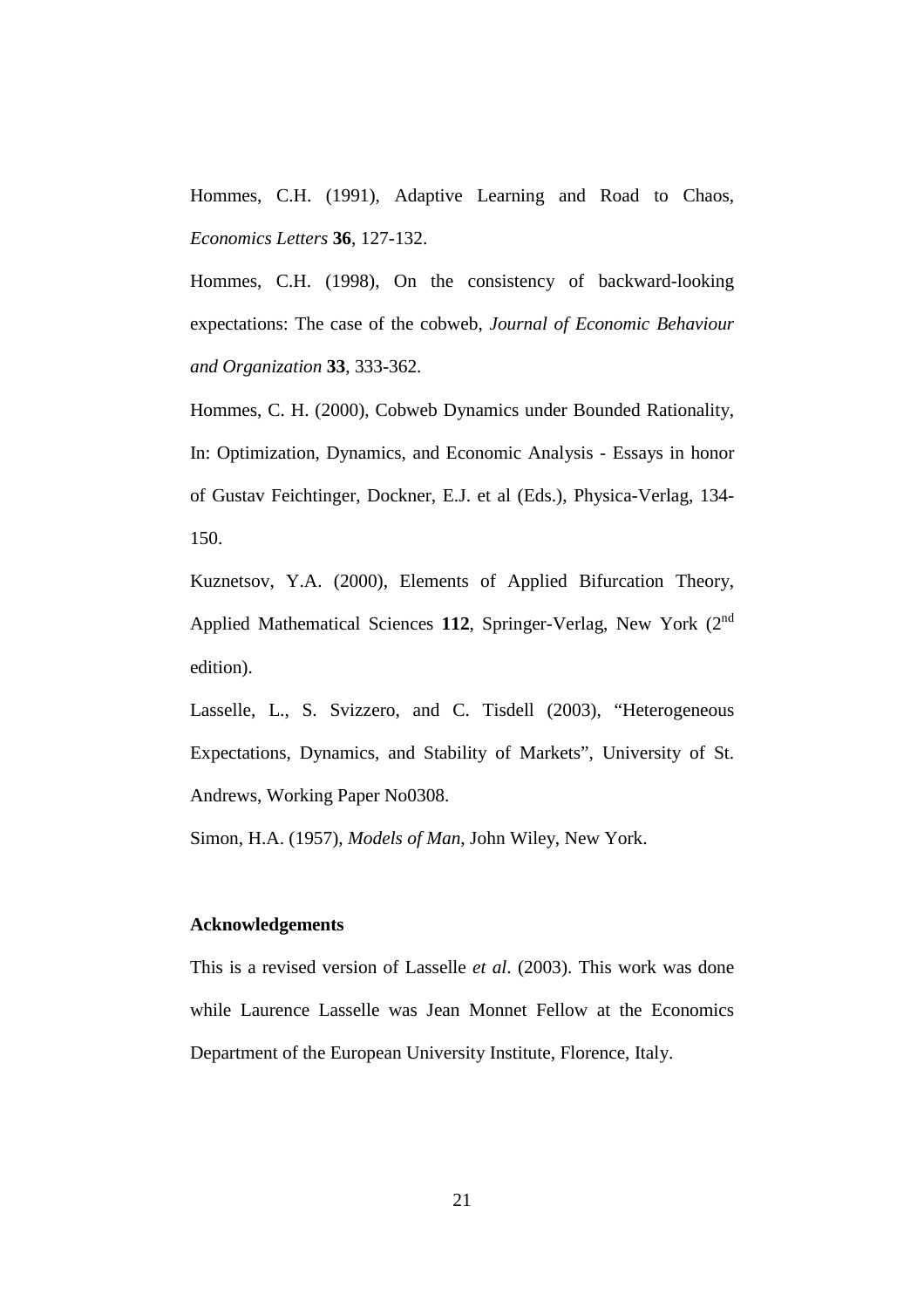Hommes, C.H. (1991), Adaptive Learning and Road to Chaos, *Economics Letters* **36**, 127-132.

Hommes, C.H. (1998), On the consistency of backward-looking expectations: The case of the cobweb, *Journal of Economic Behaviour and Organization* **33**, 333-362.

Hommes, C. H. (2000), Cobweb Dynamics under Bounded Rationality, In: Optimization, Dynamics, and Economic Analysis - Essays in honor of Gustav Feichtinger, Dockner, E.J. et al (Eds.), Physica-Verlag, 134-150.

Kuznetsov, Y.A. (2000), Elements of Applied Bifurcation Theory, Applied Mathematical Sciences **112**, Springer-Verlag, New York (2nd edition).

Lasselle, L., S. Svizzero, and C. Tisdell (2003), "Heterogeneous Expectations, Dynamics, and Stability of Markets", University of St. Andrews, Working Paper No0308.

Simon, H.A. (1957), *Models of Man*, John Wiley, New York.

**Acknowledgements**

This is a revised version of Lasselle *et al*. (2003). This work was done while Laurence Lasselle was Jean Monnet Fellow at the Economics Department of the European University Institute, Florence, Italy.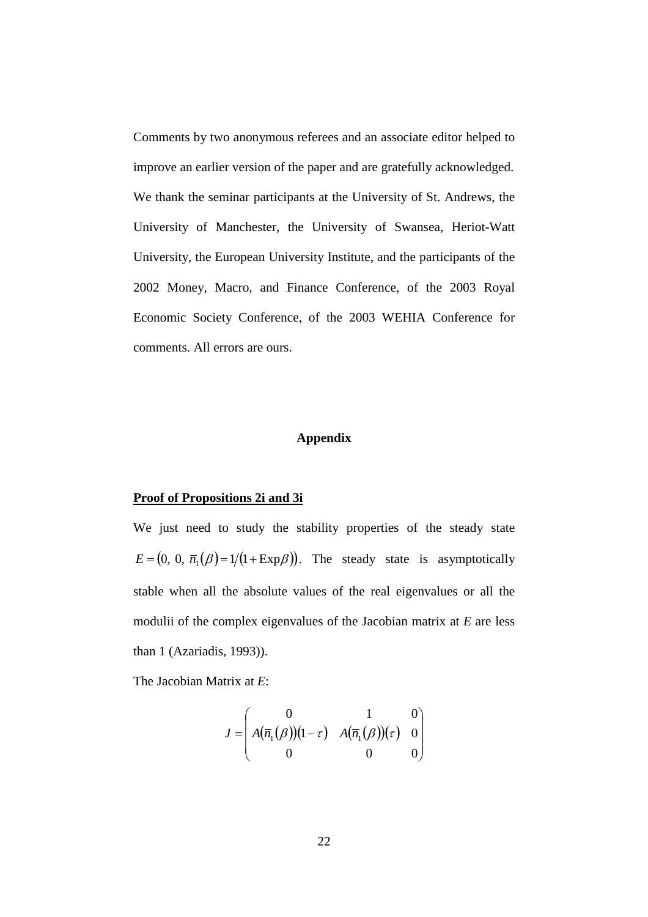Comments by two anonymous referees and an associate editor helped to improve an earlier version of the paper and are gratefully acknowledged. We thank the seminar participants at the University of St. Andrews, the University of Manchester, the University of Swansea, Heriot-Watt University, the European University Institute, and the participants of the 2002 Money, Macro, and Finance Conference, of the 2003 Royal Economic Society Conference, of the 2003 WEHIA Conference for comments. All errors are ours.

## Appendix

**Proof of Propositions 2i and 3i**

We just need to study the stability properties of the steady state $E = (0,\ 0,\ \bar{n}_1(\beta) = 1/(1 + \mathrm{Exp}\beta))$. The steady state is asymptotically stable when all the absolute values of the real eigenvalues or all the modulii of the complex eigenvalues of the Jacobian matrix at *E* are less than 1 (Azariadis, 1993)).

The Jacobian Matrix at *E*:

$$
J = \begin{pmatrix} 0 & 1 & 0 \\ A(\bar{n}_1(\beta))(1-\tau) & A(\bar{n}_1(\beta))(\tau) & 0 \\ 0 & 0 & 0 \end{pmatrix}
$$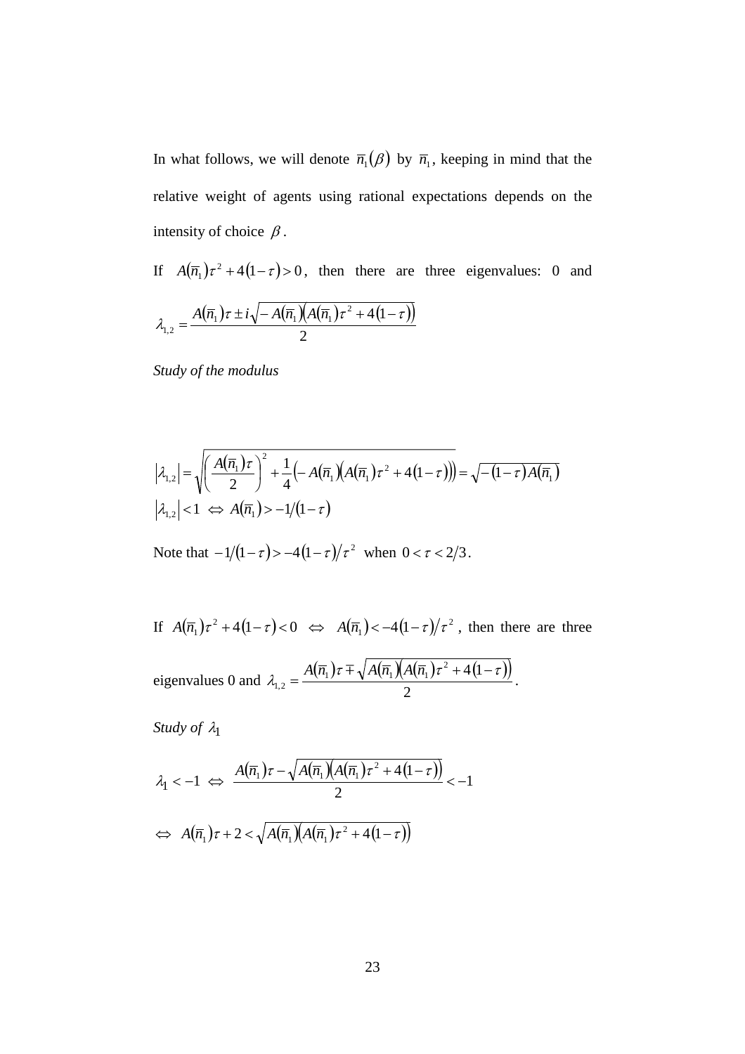In what follows, we will denote $\overline{n}_1(\beta)$ by $\overline{n}_1$, keeping in mind that the relative weight of agents using rational expectations depends on the intensity of choice $\beta$.

If $A(\overline{n}_1)\tau^2 + 4(1-\tau) > 0$, then there are three eigenvalues: 0 and

$$\lambda_{1,2} = \frac{A(\overline{n}_1)\tau \pm i\sqrt{-A(\overline{n}_1)\left(A(\overline{n}_1)\tau^2 + 4(1-\tau)\right)}}{2}$$

*Study of the modulus*

$$\left|\lambda_{1,2}\right| = \sqrt{\left(\frac{A(\overline{n}_1)\tau}{2}\right)^2 + \frac{1}{4}\left(-A(\overline{n}_1)\left(A(\overline{n}_1)\tau^2 + 4(1-\tau)\right)\right)} = \sqrt{-(1-\tau)A(\overline{n}_1)}$$

$$\left|\lambda_{1,2}\right| < 1 \iff A(\overline{n}_1) > -1/(1-\tau)$$

Note that $-1/(1-\tau) > -4(1-\tau)/\tau^2$ when $0 < \tau < 2/3$.

If $A(\overline{n}_1)\tau^2 + 4(1-\tau) < 0 \iff A(\overline{n}_1) < -4(1-\tau)/\tau^2$, then there are three eigenvalues 0 and $\lambda_{1,2} = \dfrac{A(\overline{n}_1)\tau \mp \sqrt{A(\overline{n}_1)\left(A(\overline{n}_1)\tau^2 + 4(1-\tau)\right)}}{2}$.

*Study of $\lambda_1$*

$$\lambda_1 < -1 \iff \frac{A(\overline{n}_1)\tau - \sqrt{A(\overline{n}_1)\left(A(\overline{n}_1)\tau^2 + 4(1-\tau)\right)}}{2} < -1$$

$$\iff A(\overline{n}_1)\tau + 2 < \sqrt{A(\overline{n}_1)\left(A(\overline{n}_1)\tau^2 + 4(1-\tau)\right)}$$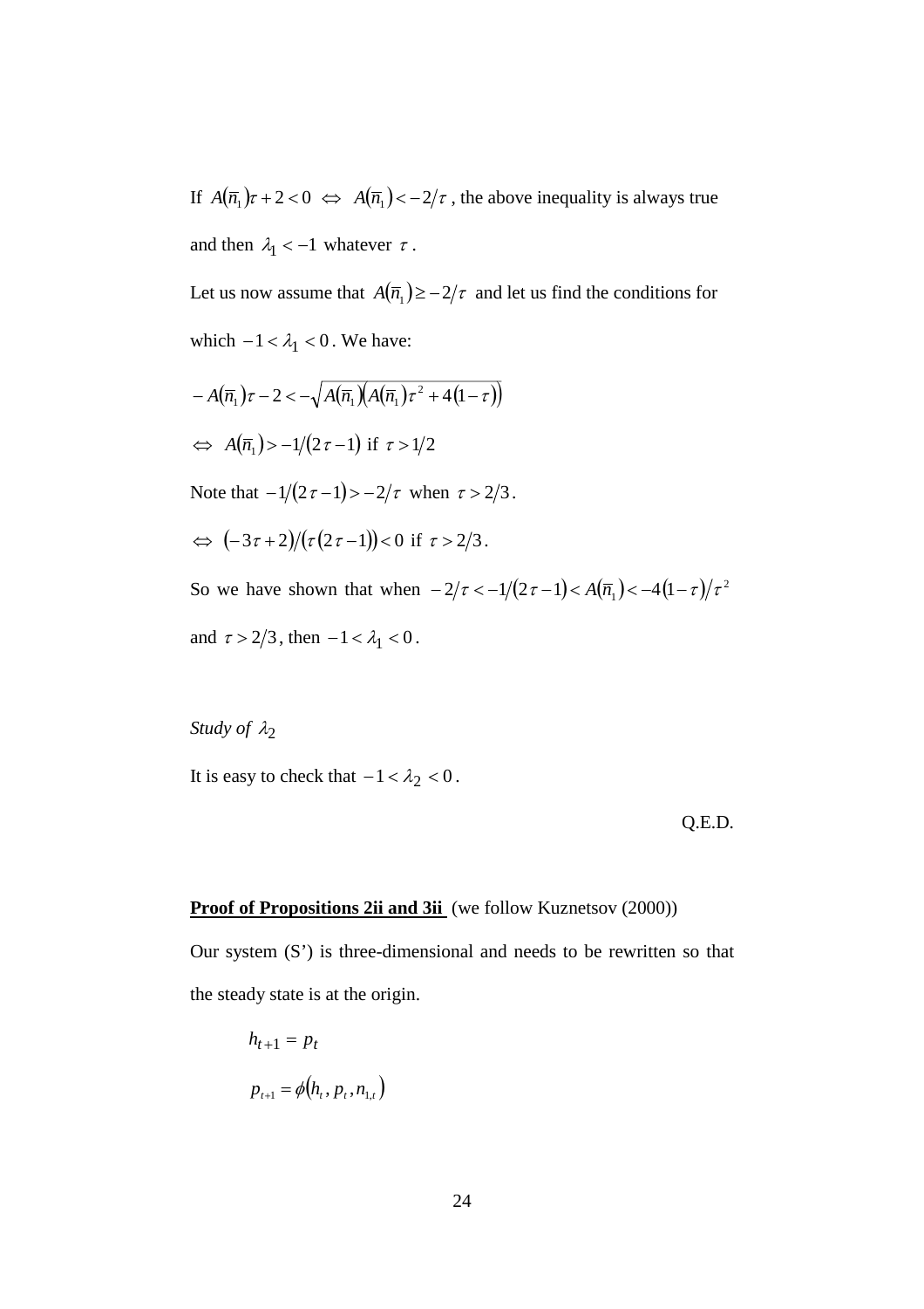If $A(\bar{n}_1)\tau + 2 < 0 \iff A(\bar{n}_1) < -2/\tau$, the above inequality is always true and then $\lambda_1 < -1$ whatever $\tau$.

Let us now assume that $A(\bar{n}_1) \geq -2/\tau$ and let us find the conditions for which $-1 < \lambda_1 < 0$. We have:

$$-A(\bar{n}_1)\tau - 2 < -\sqrt{A(\bar{n}_1)\left(A(\bar{n}_1)\tau^2 + 4(1-\tau)\right)}$$

$$\iff A(\bar{n}_1) > -1/(2\tau - 1) \text{ if } \tau > 1/2$$

Note that $-1/(2\tau - 1) > -2/\tau$ when $\tau > 2/3$.

$$\iff (-3\tau + 2)/(\tau(2\tau - 1)) < 0 \text{ if } \tau > 2/3.$$

So we have shown that when $-2/\tau < -1/(2\tau - 1) < A(\bar{n}_1) < -4(1-\tau)/\tau^2$ and $\tau > 2/3$, then $-1 < \lambda_1 < 0$.

*Study of* $\lambda_2$

It is easy to check that $-1 < \lambda_2 < 0$.

Q.E.D.

**Proof of Propositions 2ii and 3ii** (we follow Kuznetsov (2000))

Our system (S') is three-dimensional and needs to be rewritten so that the steady state is at the origin.

$$h_{t+1} = p_t$$

$$p_{t+1} = \phi(h_t, p_t, n_{1,t})$$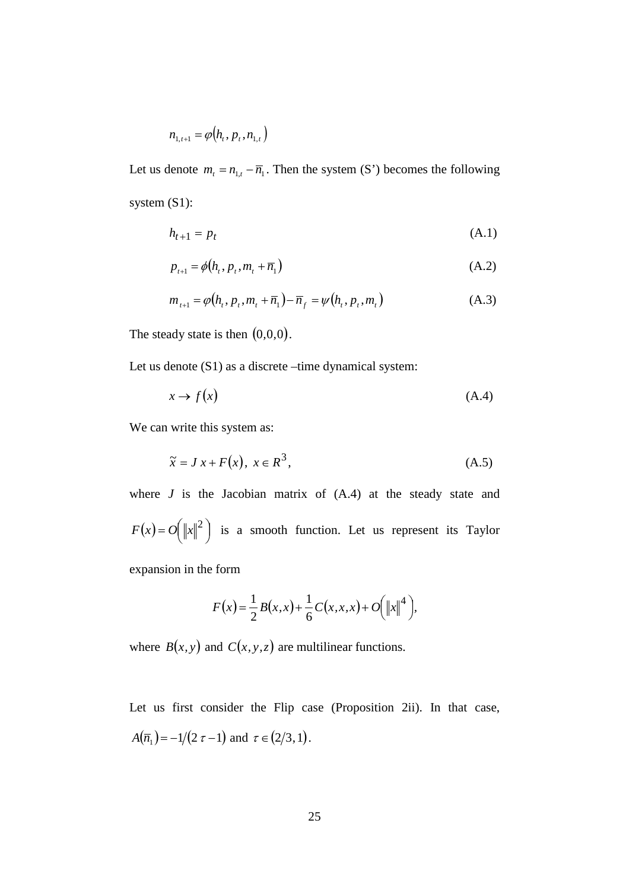$$n_{1,t+1} = \varphi(h_t, p_t, n_{1,t})$$

Let us denote $m_t = n_{1,t} - \bar{n}_1$. Then the system (S') becomes the following system (S1):

$$h_{t+1} = p_t \tag{A.1}$$

$$p_{t+1} = \phi(h_t, p_t, m_t + \bar{n}_1) \tag{A.2}$$

$$m_{t+1} = \varphi(h_t, p_t, m_t + \bar{n}_1) - \bar{n}_f = \psi(h_t, p_t, m_t) \tag{A.3}$$

The steady state is then $(0,0,0)$.

Let us denote (S1) as a discrete –time dynamical system:

$$x \to f(x) \tag{A.4}$$

We can write this system as:

$$\tilde{x} = J\,x + F(x),\; x \in R^3, \tag{A.5}$$

where $J$ is the Jacobian matrix of (A.4) at the steady state and $F(x) = O\left(\|x\|^2\right)$ is a smooth function. Let us represent its Taylor expansion in the form

$$F(x) = \frac{1}{2}B(x,x) + \frac{1}{6}C(x,x,x) + O\left(\|x\|^4\right),$$

where $B(x,y)$ and $C(x,y,z)$ are multilinear functions.

Let us first consider the Flip case (Proposition 2ii). In that case, $A(\bar{n}_1) = -1/(2\,\tau - 1)$ and $\tau \in (2/3, 1)$.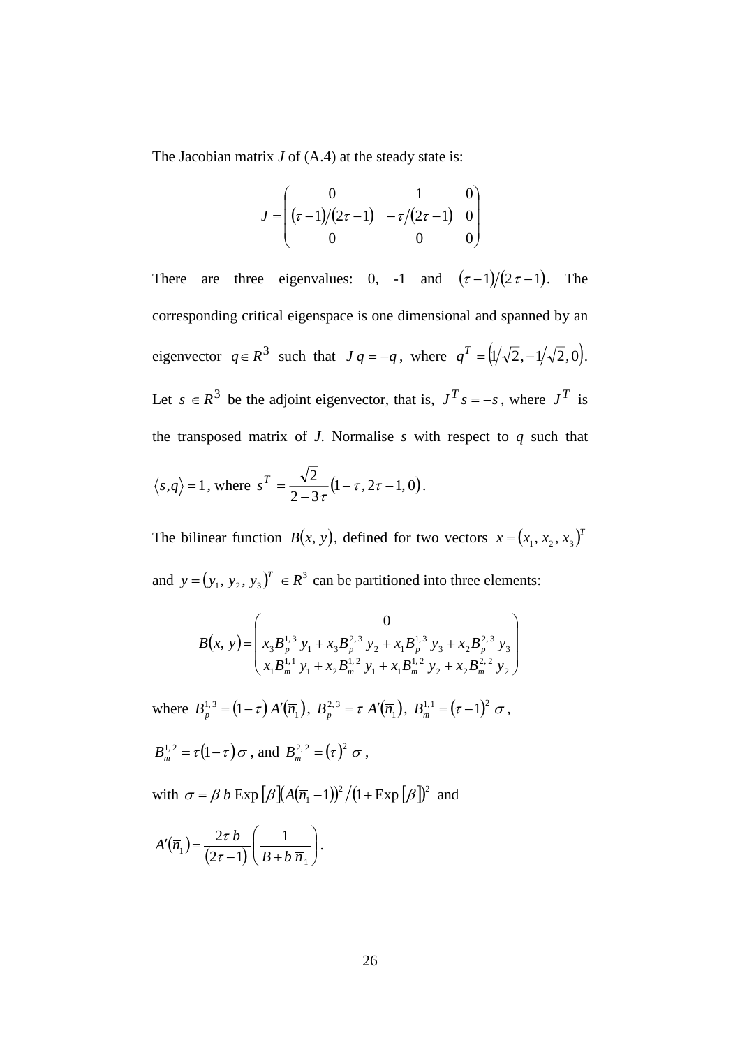The Jacobian matrix $J$ of (A.4) at the steady state is:

$$J = \begin{pmatrix} 0 & 1 & 0 \\ (\tau-1)/(2\tau-1) & -\tau/(2\tau-1) & 0 \\ 0 & 0 & 0 \end{pmatrix}$$

There are three eigenvalues: 0, -1 and $(\tau-1)/(2\tau-1)$. The corresponding critical eigenspace is one dimensional and spanned by an eigenvector $q \in R^3$ such that $J\,q = -q$, where $q^T = \left(1/\sqrt{2}, -1/\sqrt{2}, 0\right)$. Let $s \in R^3$ be the adjoint eigenvector, that is, $J^T s = -s$, where $J^T$ is the transposed matrix of $J$. Normalise $s$ with respect to $q$ such that $\langle s, q \rangle = 1$, where $s^T = \dfrac{\sqrt{2}}{2-3\tau}\left(1-\tau, 2\tau-1, 0\right)$.

The bilinear function $B(x, y)$, defined for two vectors $x = (x_1, x_2, x_3)^T$ and $y = (y_1, y_2, y_3)^T \in R^3$ can be partitioned into three elements:

$$B(x, y) = \begin{pmatrix} 0 \\ x_3 B_p^{1,3}\, y_1 + x_3 B_p^{2,3}\, y_2 + x_1 B_p^{1,3}\, y_3 + x_2 B_p^{2,3}\, y_3 \\ x_1 B_m^{1,1}\, y_1 + x_2 B_m^{1,2}\, y_1 + x_1 B_m^{1,2}\, y_2 + x_2 B_m^{2,2}\, y_2 \end{pmatrix}$$

where $B_p^{1,3} = (1-\tau)\, A'(\bar{n}_1)$, $B_p^{2,3} = \tau\, A'(\bar{n}_1)$, $B_m^{1,1} = (\tau-1)^2\, \sigma$,

$B_m^{1,2} = \tau(1-\tau)\,\sigma$, and $B_m^{2,2} = (\tau)^2\, \sigma$,

with $\sigma = \beta\, b\, \mathrm{Exp}[\beta](A(\bar{n}_1 - 1))^2 / (1 + \mathrm{Exp}[\beta])^2$ and

$$A'(\bar{n}_1) = \frac{2\tau\, b}{(2\tau-1)}\left(\frac{1}{B + b\,\bar{n}_1}\right).$$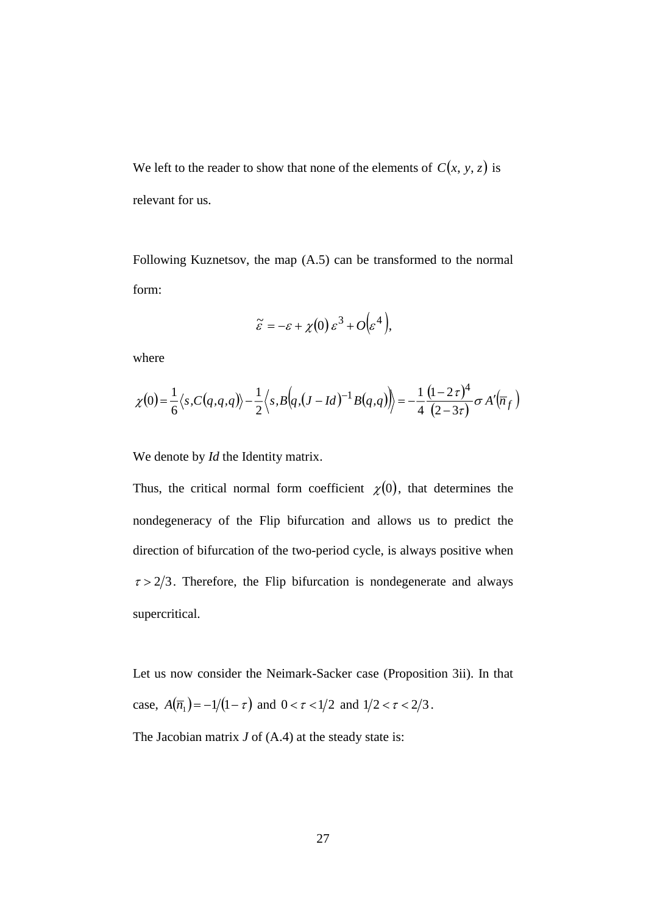We left to the reader to show that none of the elements of $C(x, y, z)$ is relevant for us.

Following Kuznetsov, the map (A.5) can be transformed to the normal form:

$$\tilde{\varepsilon} = -\varepsilon + \chi(0)\,\varepsilon^3 + O\left(\varepsilon^4\right),$$

where

$$\chi(0) = \frac{1}{6}\langle s, C(q,q,q)\rangle - \frac{1}{2}\left\langle s, B\left(q, (J - Id)^{-1} B(q,q)\right)\right\rangle = -\frac{1}{4}\frac{(1-2\tau)^4}{(2-3\tau)}\sigma A'\left(\bar{n}_f\right)$$

We denote by *Id* the Identity matrix.

Thus, the critical normal form coefficient $\chi(0)$, that determines the nondegeneracy of the Flip bifurcation and allows us to predict the direction of bifurcation of the two-period cycle, is always positive when $\tau > 2/3$. Therefore, the Flip bifurcation is nondegenerate and always supercritical.

Let us now consider the Neimark-Sacker case (Proposition 3ii). In that case, $A(\bar{n}_1) = -1/(1-\tau)$ and $0 < \tau < 1/2$ and $1/2 < \tau < 2/3$.

The Jacobian matrix *J* of (A.4) at the steady state is: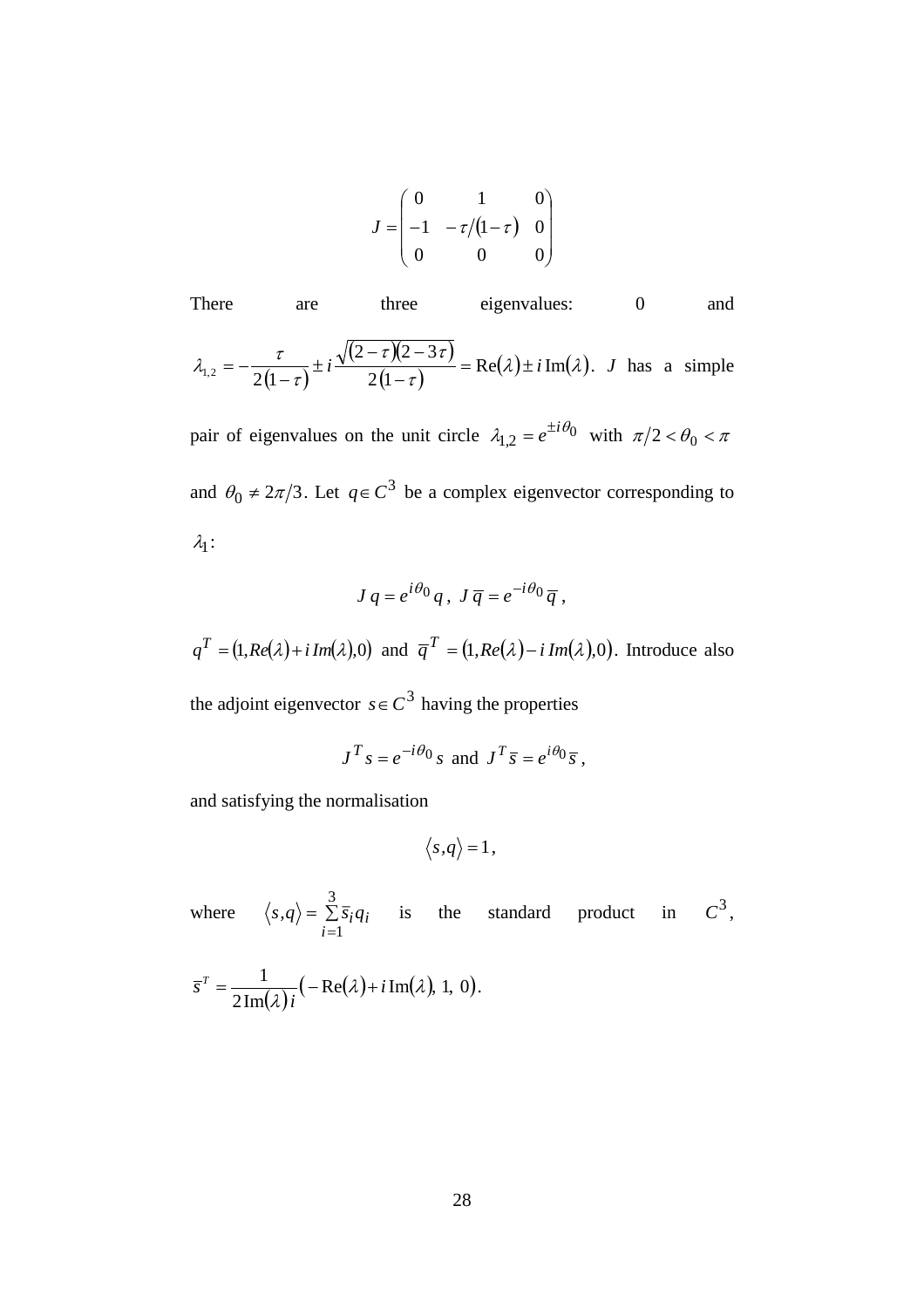$$J = \begin{pmatrix} 0 & 1 & 0 \\ -1 & -\tau/(1-\tau) & 0 \\ 0 & 0 & 0 \end{pmatrix}$$

There are three eigenvalues: 0 and $\lambda_{1,2} = -\dfrac{\tau}{2(1-\tau)} \pm i\dfrac{\sqrt{(2-\tau)(2-3\tau)}}{2(1-\tau)} = \mathrm{Re}(\lambda) \pm i\,\mathrm{Im}(\lambda)$. $J$ has a simple pair of eigenvalues on the unit circle $\lambda_{1,2} = e^{\pm i\theta_0}$ with $\pi/2 < \theta_0 < \pi$ and $\theta_0 \neq 2\pi/3$. Let $q \in C^3$ be a complex eigenvector corresponding to $\lambda_1$:

$$J\,q = e^{i\theta_0}\,q\,,\;\; J\,\overline{q} = e^{-i\theta_0}\,\overline{q}\,,$$

$q^T = (1, Re(\lambda) + i\,Im(\lambda), 0)$ and $\overline{q}^T = (1, Re(\lambda) - i\,Im(\lambda), 0)$. Introduce also the adjoint eigenvector $s \in C^3$ having the properties

$$J^T s = e^{-i\theta_0}\,s \;\text{ and }\; J^T \overline{s} = e^{i\theta_0}\,\overline{s}\,,$$

and satisfying the normalisation

$$\langle s, q \rangle = 1\,,$$

where $\langle s, q \rangle = \sum_{i=1}^{3} \overline{s}_i q_i$ is the standard product in $C^3$, $\overline{s}^T = \dfrac{1}{2\,\mathrm{Im}(\lambda)\,i}\left(-\mathrm{Re}(\lambda) + i\,\mathrm{Im}(\lambda),\, 1,\, 0\right)$.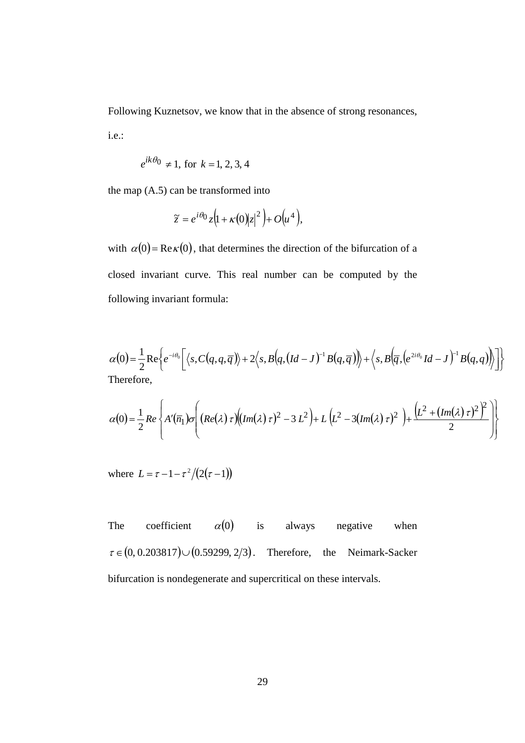Following Kuznetsov, we know that in the absence of strong resonances, i.e.:

$$e^{ik\theta_0} \neq 1, \text{ for } k = 1, 2, 3, 4$$

the map (A.5) can be transformed into

$$\tilde{z} = e^{i\theta_0} z\left(1 + \kappa(0)|z|^2\right) + O\left(u^4\right),$$

with $\alpha(0) = \mathrm{Re}\,\kappa(0)$, that determines the direction of the bifurcation of a closed invariant curve. This real number can be computed by the following invariant formula:

$$\alpha(0) = \frac{1}{2}\mathrm{Re}\left\{e^{-i\theta_0}\left[\langle s, C(q,q,\overline{q})\rangle + 2\left\langle s, B\left(q,(Id-J)^{-1}B(q,\overline{q})\right)\right\rangle + \left\langle s, B\left(\overline{q},\left(e^{2i\theta_0}Id-J\right)^{-1}B(q,q)\right)\right\rangle\right]\right\}$$

Therefore,

$$\alpha(0) = \frac{1}{2}Re\left\{A'(\overline{n}_1)\sigma\left(\left(Re(\lambda)\,\tau\right)\left((Im(\lambda)\,\tau)^2 - 3\,L^2\right) + L\left(L^2 - 3(Im(\lambda)\,\tau)^2\right) + \frac{\left(L^2 + (Im(\lambda)\,\tau)^2\right)^2}{2}\right)\right\}$$

where $L = \tau - 1 - \tau^2/(2(\tau-1))$

The coefficient $\alpha(0)$ is always negative when $\tau \in (0, 0.203817) \cup (0.59299, 2/3)$. Therefore, the Neimark-Sacker bifurcation is nondegenerate and supercritical on these intervals.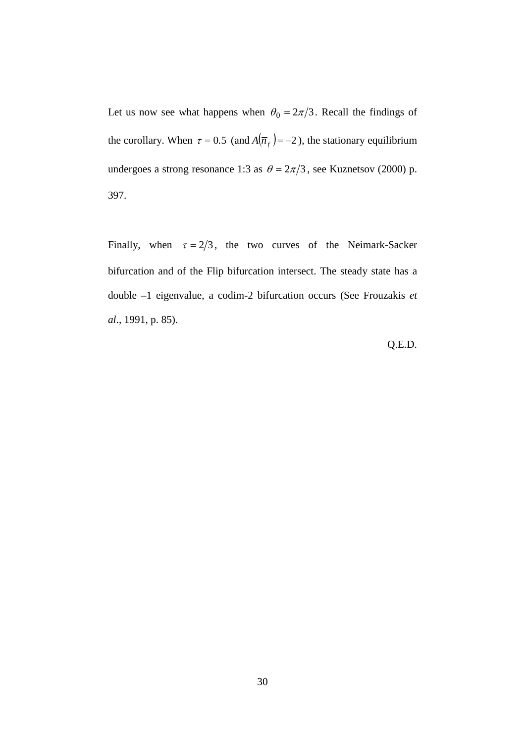Let us now see what happens when $\theta_0 = 2\pi/3$. Recall the findings of the corollary. When $\tau = 0.5$ (and $A(\overline{n}_f) = -2$), the stationary equilibrium undergoes a strong resonance 1:3 as $\theta = 2\pi/3$, see Kuznetsov (2000) p. 397.

Finally, when $\tau = 2/3$, the two curves of the Neimark-Sacker bifurcation and of the Flip bifurcation intersect. The steady state has a double –1 eigenvalue, a codim-2 bifurcation occurs (See Frouzakis *et al*., 1991, p. 85).

Q.E.D.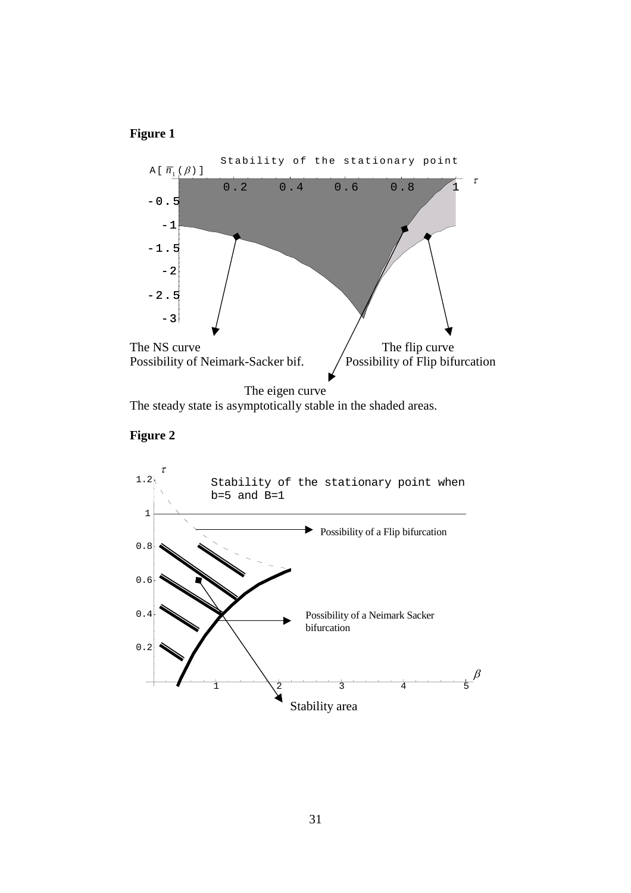**Figure 1**

Stability of the stationary point

$A[\bar{n}_1(\beta)]$

$\tau$

The NS curve
Possibility of Neimark-Sacker bif.

The flip curve
Possibility of Flip bifurcation

The eigen curve

The steady state is asymptotically stable in the shaded areas.

**Figure 2**

Stability of the stationary point when b=5 and B=1

Possibility of a Flip bifurcation

Possibility of a Neimark Sacker bifurcation

Stability area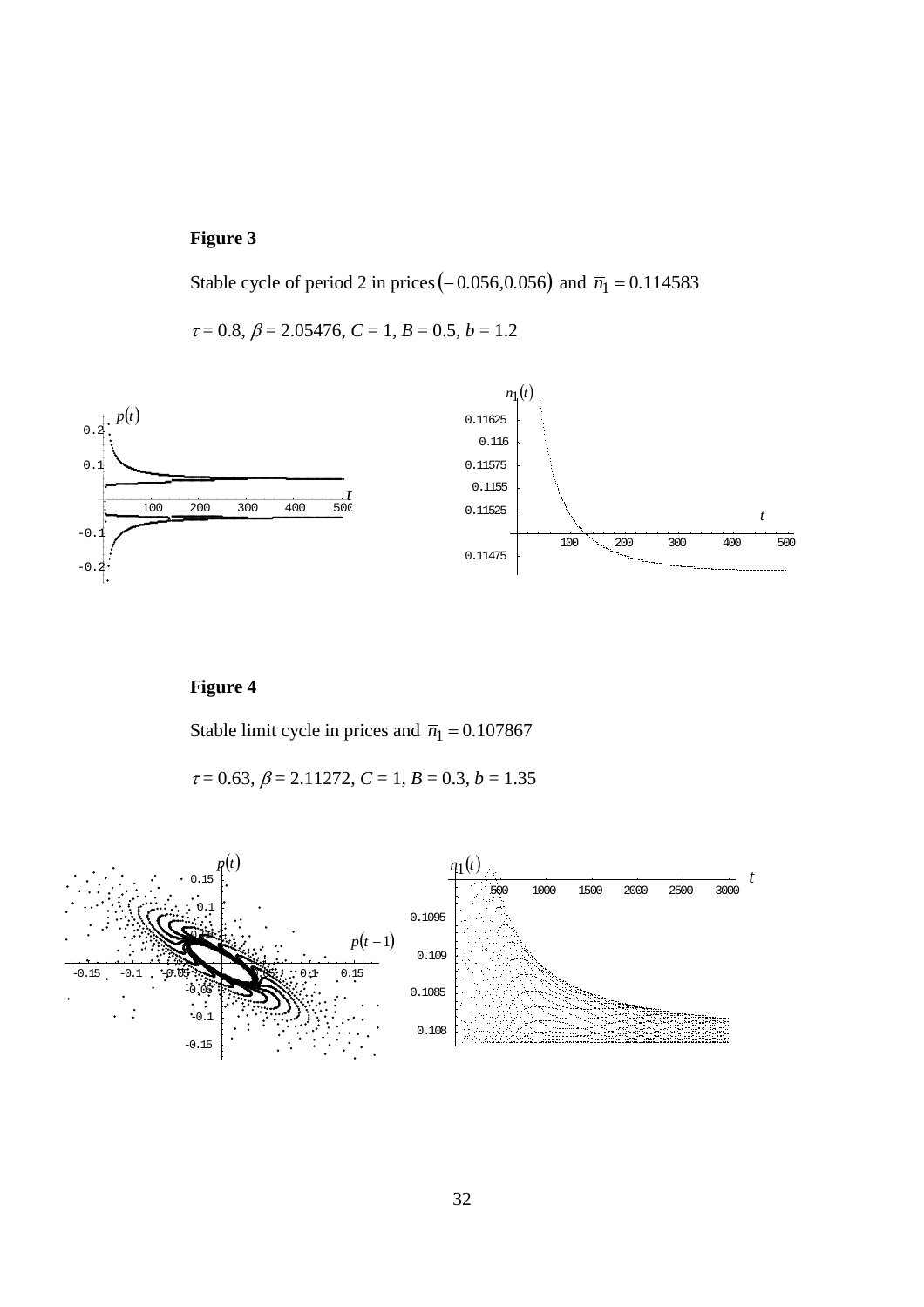**Figure 3**

Stable cycle of period 2 in prices $(-0.056, 0.056)$ and $\bar{n}_1 = 0.114583$

$\tau = 0.8$, $\beta = 2.05476$, $C = 1$, $B = 0.5$, $b = 1.2$

$p(t)$
0.2
0.1
-0.1
-0.2
100 200 300 400 500
$t$

$n_1(t)$
0.11625
0.116
0.11575
0.1155
0.11525
0.11475
100 200 300 400 500
$t$

**Figure 4**

Stable limit cycle in prices and $\bar{n}_1 = 0.107867$

$\tau = 0.63$, $\beta = 2.11272$, $C = 1$, $B = 0.3$, $b = 1.35$

$p(t)$
0.15
0.1
0.05
-0.15 -0.1 -0.05 0.1 0.15
$p(t-1)$
-0.05
-0.1
-0.15

$n_1(t)$
500 1000 1500 2000 2500 3000
$t$
0.1095
0.109
0.1085
0.108